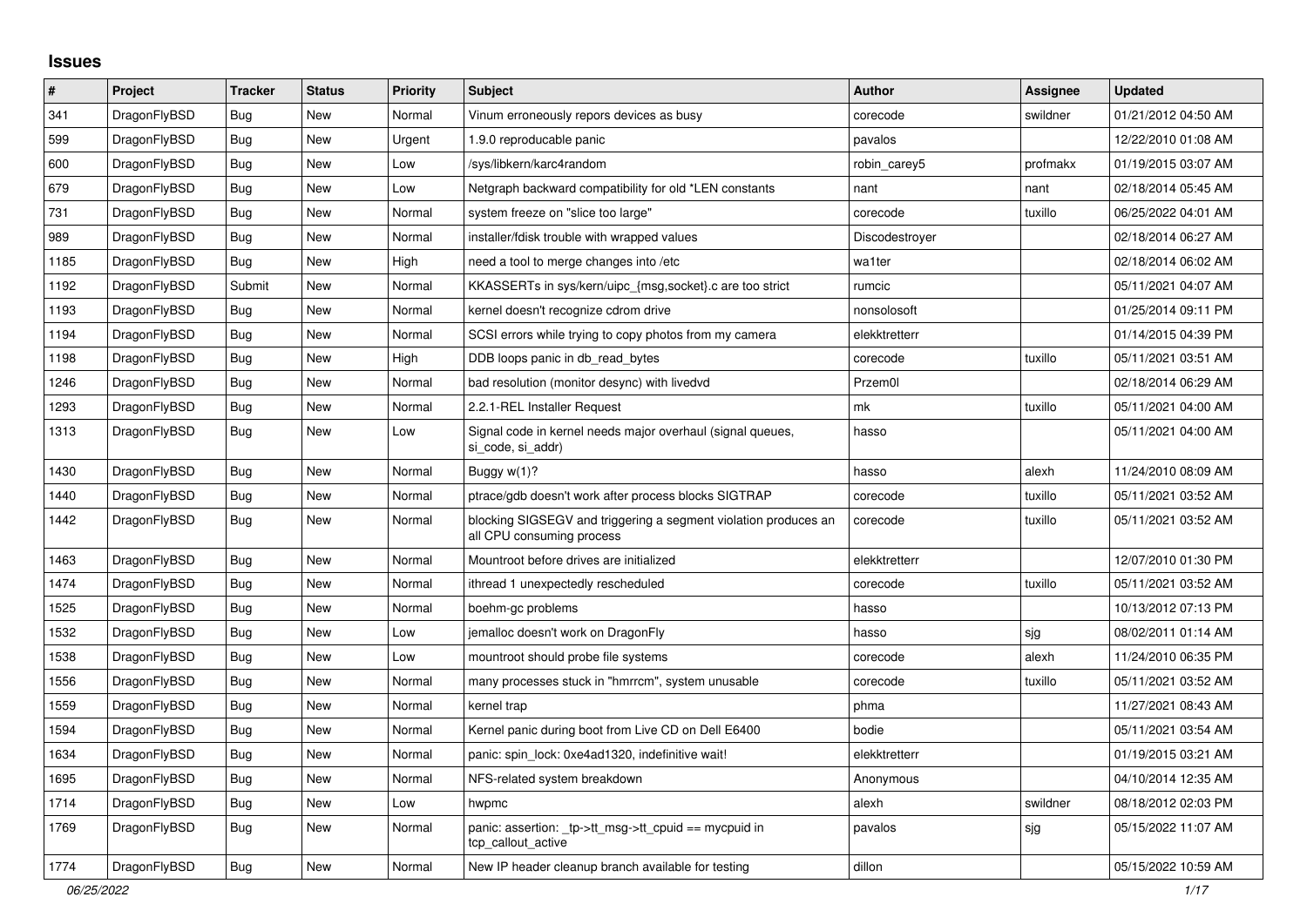# Issues

| # | Project | Tracker | Status | Priority | Subject | Author | Assignee | Updated |
|---|---|---|---|---|---|---|---|---|
| 341 | DragonFlyBSD | Bug | New | Normal | Vinum erroneously repors devices as busy | corecode | swildner | 01/21/2012 04:50 AM |
| 599 | DragonFlyBSD | Bug | New | Urgent | 1.9.0 reproducable panic | pavalos | | 12/22/2010 01:08 AM |
| 600 | DragonFlyBSD | Bug | New | Low | /sys/libkern/karc4random | robin_carey5 | profmakx | 01/19/2015 03:07 AM |
| 679 | DragonFlyBSD | Bug | New | Low | Netgraph backward compatibility for old *LEN constants | nant | nant | 02/18/2014 05:45 AM |
| 731 | DragonFlyBSD | Bug | New | Normal | system freeze on "slice too large" | corecode | tuxillo | 06/25/2022 04:01 AM |
| 989 | DragonFlyBSD | Bug | New | Normal | installer/fdisk trouble with wrapped values | Discodestroyer | | 02/18/2014 06:27 AM |
| 1185 | DragonFlyBSD | Bug | New | High | need a tool to merge changes into /etc | wa1ter | | 02/18/2014 06:02 AM |
| 1192 | DragonFlyBSD | Submit | New | Normal | KKASSERTs in sys/kern/uipc_{msg,socket}.c are too strict | rumcic | | 05/11/2021 04:07 AM |
| 1193 | DragonFlyBSD | Bug | New | Normal | kernel doesn't recognize cdrom drive | nonsolosoft | | 01/25/2014 09:11 PM |
| 1194 | DragonFlyBSD | Bug | New | Normal | SCSI errors while trying to copy photos from my camera | elekktretterr | | 01/14/2015 04:39 PM |
| 1198 | DragonFlyBSD | Bug | New | High | DDB loops panic in db_read_bytes | corecode | tuxillo | 05/11/2021 03:51 AM |
| 1246 | DragonFlyBSD | Bug | New | Normal | bad resolution (monitor desync) with livedvd | Przem0l | | 02/18/2014 06:29 AM |
| 1293 | DragonFlyBSD | Bug | New | Normal | 2.2.1-REL Installer Request | mk | tuxillo | 05/11/2021 04:00 AM |
| 1313 | DragonFlyBSD | Bug | New | Low | Signal code in kernel needs major overhaul (signal queues, si_code, si_addr) | hasso | | 05/11/2021 04:00 AM |
| 1430 | DragonFlyBSD | Bug | New | Normal | Buggy w(1)? | hasso | alexh | 11/24/2010 08:09 AM |
| 1440 | DragonFlyBSD | Bug | New | Normal | ptrace/gdb doesn't work after process blocks SIGTRAP | corecode | tuxillo | 05/11/2021 03:52 AM |
| 1442 | DragonFlyBSD | Bug | New | Normal | blocking SIGSEGV and triggering a segment violation produces an all CPU consuming process | corecode | tuxillo | 05/11/2021 03:52 AM |
| 1463 | DragonFlyBSD | Bug | New | Normal | Mountroot before drives are initialized | elekktretterr | | 12/07/2010 01:30 PM |
| 1474 | DragonFlyBSD | Bug | New | Normal | ithread 1 unexpectedly rescheduled | corecode | tuxillo | 05/11/2021 03:52 AM |
| 1525 | DragonFlyBSD | Bug | New | Normal | boehm-gc problems | hasso | | 10/13/2012 07:13 PM |
| 1532 | DragonFlyBSD | Bug | New | Low | jemalloc doesn't work on DragonFly | hasso | sjg | 08/02/2011 01:14 AM |
| 1538 | DragonFlyBSD | Bug | New | Low | mountroot should probe file systems | corecode | alexh | 11/24/2010 06:35 PM |
| 1556 | DragonFlyBSD | Bug | New | Normal | many processes stuck in "hmrrcm", system unusable | corecode | tuxillo | 05/11/2021 03:52 AM |
| 1559 | DragonFlyBSD | Bug | New | Normal | kernel trap | phma | | 11/27/2021 08:43 AM |
| 1594 | DragonFlyBSD | Bug | New | Normal | Kernel panic during boot from Live CD on Dell E6400 | bodie | | 05/11/2021 03:54 AM |
| 1634 | DragonFlyBSD | Bug | New | Normal | panic: spin_lock: 0xe4ad1320, indefinitive wait! | elekktretterr | | 01/19/2015 03:21 AM |
| 1695 | DragonFlyBSD | Bug | New | Normal | NFS-related system breakdown | Anonymous | | 04/10/2014 12:35 AM |
| 1714 | DragonFlyBSD | Bug | New | Low | hwpmc | alexh | swildner | 08/18/2012 02:03 PM |
| 1769 | DragonFlyBSD | Bug | New | Normal | panic: assertion: _tp->tt_msg->tt_cpuid == mycpuid in tcp_callout_active | pavalos | sjg | 05/15/2022 11:07 AM |
| 1774 | DragonFlyBSD | Bug | New | Normal | New IP header cleanup branch available for testing | dillon | | 05/15/2022 10:59 AM |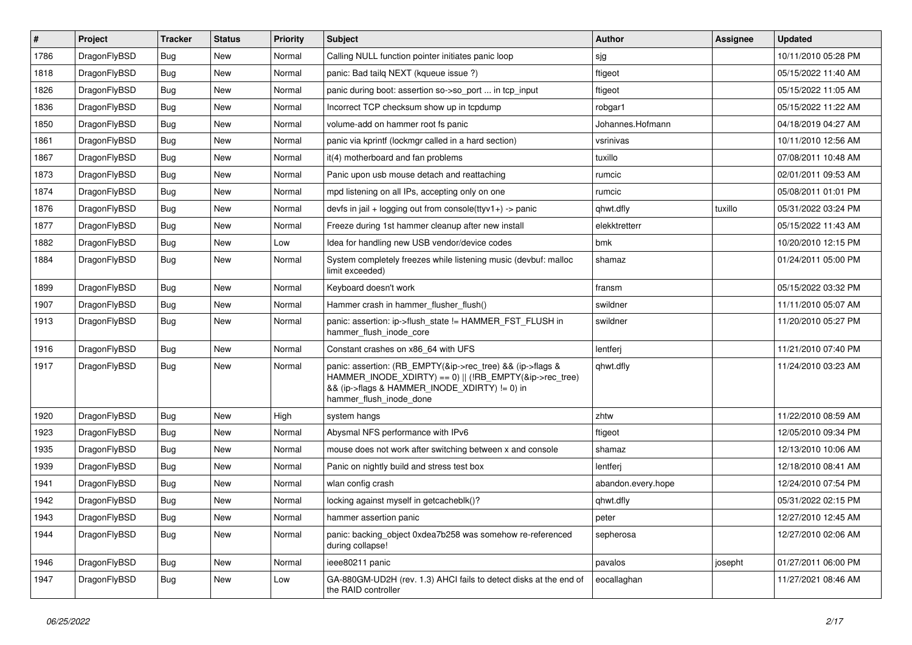| # | Project | Tracker | Status | Priority | Subject | Author | Assignee | Updated |
|---|---|---|---|---|---|---|---|---|
| 1786 | DragonFlyBSD | Bug | New | Normal | Calling NULL function pointer initiates panic loop | sjg | | 10/11/2010 05:28 PM |
| 1818 | DragonFlyBSD | Bug | New | Normal | panic: Bad tailq NEXT (kqueue issue ?) | ftigeot | | 05/15/2022 11:40 AM |
| 1826 | DragonFlyBSD | Bug | New | Normal | panic during boot: assertion so->so_port ... in tcp_input | ftigeot | | 05/15/2022 11:05 AM |
| 1836 | DragonFlyBSD | Bug | New | Normal | Incorrect TCP checksum show up in tcpdump | robgar1 | | 05/15/2022 11:22 AM |
| 1850 | DragonFlyBSD | Bug | New | Normal | volume-add on hammer root fs panic | Johannes.Hofmann | | 04/18/2019 04:27 AM |
| 1861 | DragonFlyBSD | Bug | New | Normal | panic via kprintf (lockmgr called in a hard section) | vsrinivas | | 10/11/2010 12:56 AM |
| 1867 | DragonFlyBSD | Bug | New | Normal | it(4) motherboard and fan problems | tuxillo | | 07/08/2011 10:48 AM |
| 1873 | DragonFlyBSD | Bug | New | Normal | Panic upon usb mouse detach and reattaching | rumcic | | 02/01/2011 09:53 AM |
| 1874 | DragonFlyBSD | Bug | New | Normal | mpd listening on all IPs, accepting only on one | rumcic | | 05/08/2011 01:01 PM |
| 1876 | DragonFlyBSD | Bug | New | Normal | devfs in jail + logging out from console(ttyv1+) -> panic | qhwt.dfly | tuxillo | 05/31/2022 03:24 PM |
| 1877 | DragonFlyBSD | Bug | New | Normal | Freeze during 1st hammer cleanup after new install | elekktretterr | | 05/15/2022 11:43 AM |
| 1882 | DragonFlyBSD | Bug | New | Low | Idea for handling new USB vendor/device codes | bmk | | 10/20/2010 12:15 PM |
| 1884 | DragonFlyBSD | Bug | New | Normal | System completely freezes while listening music (devbuf: malloc limit exceeded) | shamaz | | 01/24/2011 05:00 PM |
| 1899 | DragonFlyBSD | Bug | New | Normal | Keyboard doesn't work | fransm | | 05/15/2022 03:32 PM |
| 1907 | DragonFlyBSD | Bug | New | Normal | Hammer crash in hammer_flusher_flush() | swildner | | 11/11/2010 05:07 AM |
| 1913 | DragonFlyBSD | Bug | New | Normal | panic: assertion: ip->flush_state != HAMMER_FST_FLUSH in hammer_flush_inode_core | swildner | | 11/20/2010 05:27 PM |
| 1916 | DragonFlyBSD | Bug | New | Normal | Constant crashes on x86_64 with UFS | lentferj | | 11/21/2010 07:40 PM |
| 1917 | DragonFlyBSD | Bug | New | Normal | panic: assertion: (RB_EMPTY(&ip->rec_tree) && (ip->flags & HAMMER_INODE_XDIRTY) == 0) \|\| (!RB_EMPTY(&ip->rec_tree) && (ip->flags & HAMMER_INODE_XDIRTY) != 0) in hammer_flush_inode_done | qhwt.dfly | | 11/24/2010 03:23 AM |
| 1920 | DragonFlyBSD | Bug | New | High | system hangs | zhtw | | 11/22/2010 08:59 AM |
| 1923 | DragonFlyBSD | Bug | New | Normal | Abysmal NFS performance with IPv6 | ftigeot | | 12/05/2010 09:34 PM |
| 1935 | DragonFlyBSD | Bug | New | Normal | mouse does not work after switching between x and console | shamaz | | 12/13/2010 10:06 AM |
| 1939 | DragonFlyBSD | Bug | New | Normal | Panic on nightly build and stress test box | lentferj | | 12/18/2010 08:41 AM |
| 1941 | DragonFlyBSD | Bug | New | Normal | wlan config crash | abandon.every.hope | | 12/24/2010 07:54 PM |
| 1942 | DragonFlyBSD | Bug | New | Normal | locking against myself in getcacheblk()? | qhwt.dfly | | 05/31/2022 02:15 PM |
| 1943 | DragonFlyBSD | Bug | New | Normal | hammer assertion panic | peter | | 12/27/2010 12:45 AM |
| 1944 | DragonFlyBSD | Bug | New | Normal | panic: backing_object 0xdea7b258 was somehow re-referenced during collapse! | sepherosa | | 12/27/2010 02:06 AM |
| 1946 | DragonFlyBSD | Bug | New | Normal | ieee80211 panic | pavalos | josepht | 01/27/2011 06:00 PM |
| 1947 | DragonFlyBSD | Bug | New | Low | GA-880GM-UD2H (rev. 1.3) AHCI fails to detect disks at the end of the RAID controller | eocallaghan | | 11/27/2021 08:46 AM |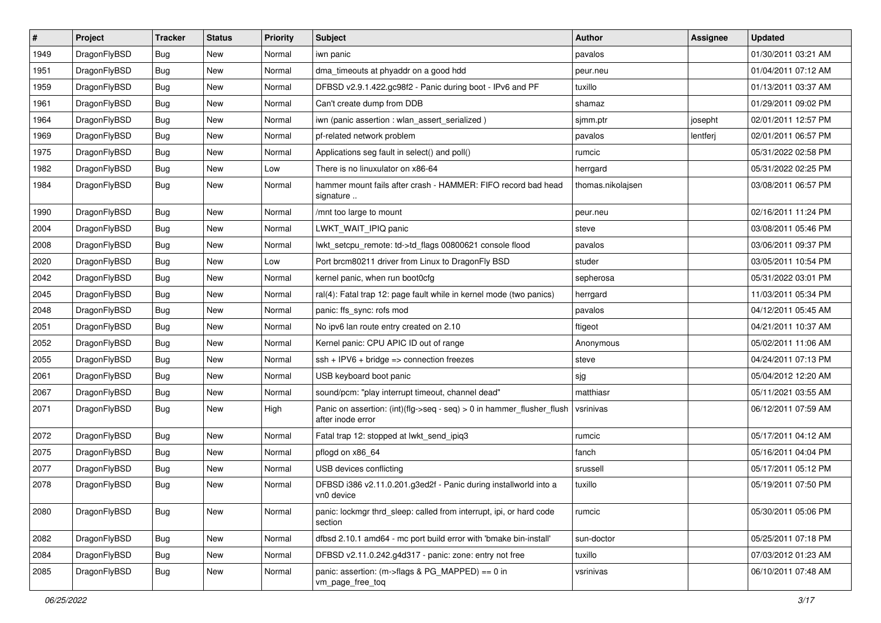| # | Project | Tracker | Status | Priority | Subject | Author | Assignee | Updated |
|---|---|---|---|---|---|---|---|---|
| 1949 | DragonFlyBSD | Bug | New | Normal | iwn panic | pavalos | | 01/30/2011 03:21 AM |
| 1951 | DragonFlyBSD | Bug | New | Normal | dma_timeouts at phyaddr on a good hdd | peur.neu | | 01/04/2011 07:12 AM |
| 1959 | DragonFlyBSD | Bug | New | Normal | DFBSD v2.9.1.422.gc98f2 - Panic during boot - IPv6 and PF | tuxillo | | 01/13/2011 03:37 AM |
| 1961 | DragonFlyBSD | Bug | New | Normal | Can't create dump from DDB | shamaz | | 01/29/2011 09:02 PM |
| 1964 | DragonFlyBSD | Bug | New | Normal | iwn (panic assertion : wlan_assert_serialized ) | sjmm.ptr | josepht | 02/01/2011 12:57 PM |
| 1969 | DragonFlyBSD | Bug | New | Normal | pf-related network problem | pavalos | lentferj | 02/01/2011 06:57 PM |
| 1975 | DragonFlyBSD | Bug | New | Normal | Applications seg fault in select() and poll() | rumcic | | 05/31/2022 02:58 PM |
| 1982 | DragonFlyBSD | Bug | New | Low | There is no linuxulator on x86-64 | herrgard | | 05/31/2022 02:25 PM |
| 1984 | DragonFlyBSD | Bug | New | Normal | hammer mount fails after crash - HAMMER: FIFO record bad head signature .. | thomas.nikolajsen | | 03/08/2011 06:57 PM |
| 1990 | DragonFlyBSD | Bug | New | Normal | /mnt too large to mount | peur.neu | | 02/16/2011 11:24 PM |
| 2004 | DragonFlyBSD | Bug | New | Normal | LWKT_WAIT_IPIQ panic | steve | | 03/08/2011 05:46 PM |
| 2008 | DragonFlyBSD | Bug | New | Normal | lwkt_setcpu_remote: td->td_flags 00800621 console flood | pavalos | | 03/06/2011 09:37 PM |
| 2020 | DragonFlyBSD | Bug | New | Low | Port brcm80211 driver from Linux to DragonFly BSD | studer | | 03/05/2011 10:54 PM |
| 2042 | DragonFlyBSD | Bug | New | Normal | kernel panic, when run boot0cfg | sepherosa | | 05/31/2022 03:01 PM |
| 2045 | DragonFlyBSD | Bug | New | Normal | ral(4): Fatal trap 12: page fault while in kernel mode (two panics) | herrgard | | 11/03/2011 05:34 PM |
| 2048 | DragonFlyBSD | Bug | New | Normal | panic: ffs_sync: rofs mod | pavalos | | 04/12/2011 05:45 AM |
| 2051 | DragonFlyBSD | Bug | New | Normal | No ipv6 lan route entry created on 2.10 | ftigeot | | 04/21/2011 10:37 AM |
| 2052 | DragonFlyBSD | Bug | New | Normal | Kernel panic: CPU APIC ID out of range | Anonymous | | 05/02/2011 11:06 AM |
| 2055 | DragonFlyBSD | Bug | New | Normal | ssh + IPV6 + bridge => connection freezes | steve | | 04/24/2011 07:13 PM |
| 2061 | DragonFlyBSD | Bug | New | Normal | USB keyboard boot panic | sjg | | 05/04/2012 12:20 AM |
| 2067 | DragonFlyBSD | Bug | New | Normal | sound/pcm: "play interrupt timeout, channel dead" | matthiasr | | 05/11/2021 03:55 AM |
| 2071 | DragonFlyBSD | Bug | New | High | Panic on assertion: (int)(flg->seq - seq) > 0 in hammer_flusher_flush after inode error | vsrinivas | | 06/12/2011 07:59 AM |
| 2072 | DragonFlyBSD | Bug | New | Normal | Fatal trap 12: stopped at lwkt_send_ipiq3 | rumcic | | 05/17/2011 04:12 AM |
| 2075 | DragonFlyBSD | Bug | New | Normal | pflogd on x86_64 | fanch | | 05/16/2011 04:04 PM |
| 2077 | DragonFlyBSD | Bug | New | Normal | USB devices conflicting | srussell | | 05/17/2011 05:12 PM |
| 2078 | DragonFlyBSD | Bug | New | Normal | DFBSD i386 v2.11.0.201.g3ed2f - Panic during installworld into a vn0 device | tuxillo | | 05/19/2011 07:50 PM |
| 2080 | DragonFlyBSD | Bug | New | Normal | panic: lockmgr thrd_sleep: called from interrupt, ipi, or hard code section | rumcic | | 05/30/2011 05:06 PM |
| 2082 | DragonFlyBSD | Bug | New | Normal | dfbsd 2.10.1 amd64 - mc port build error with 'bmake bin-install' | sun-doctor | | 05/25/2011 07:18 PM |
| 2084 | DragonFlyBSD | Bug | New | Normal | DFBSD v2.11.0.242.g4d317 - panic: zone: entry not free | tuxillo | | 07/03/2012 01:23 AM |
| 2085 | DragonFlyBSD | Bug | New | Normal | panic: assertion: (m->flags & PG_MAPPED) == 0 in vm_page_free_toq | vsrinivas | | 06/10/2011 07:48 AM |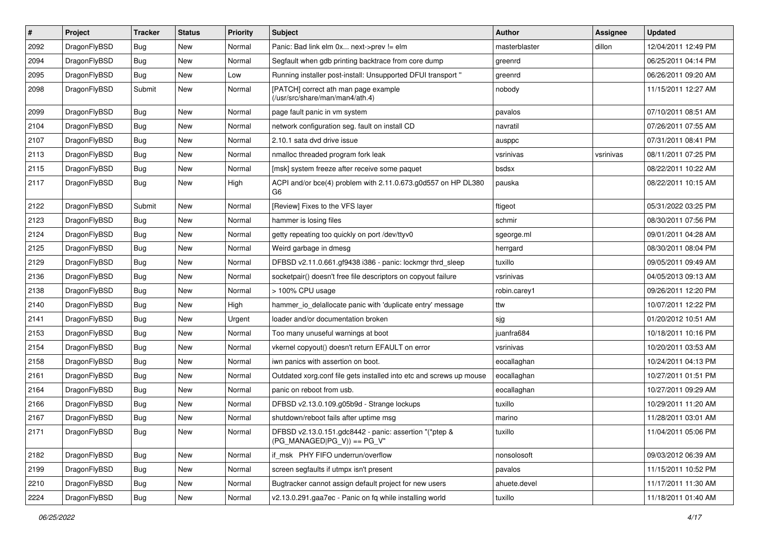| # | Project | Tracker | Status | Priority | Subject | Author | Assignee | Updated |
| --- | --- | --- | --- | --- | --- | --- | --- | --- |
| 2092 | DragonFlyBSD | Bug | New | Normal | Panic: Bad link elm 0x... next->prev != elm | masterblaster | dillon | 12/04/2011 12:49 PM |
| 2094 | DragonFlyBSD | Bug | New | Normal | Segfault when gdb printing backtrace from core dump | greenrd | | 06/25/2011 04:14 PM |
| 2095 | DragonFlyBSD | Bug | New | Low | Running installer post-install: Unsupported DFUI transport " | greenrd | | 06/26/2011 09:20 AM |
| 2098 | DragonFlyBSD | Submit | New | Normal | [PATCH] correct ath man page example (/usr/src/share/man/man4/ath.4) | nobody | | 11/15/2011 12:27 AM |
| 2099 | DragonFlyBSD | Bug | New | Normal | page fault panic in vm system | pavalos | | 07/10/2011 08:51 AM |
| 2104 | DragonFlyBSD | Bug | New | Normal | network configuration seg. fault on install CD | navratil | | 07/26/2011 07:55 AM |
| 2107 | DragonFlyBSD | Bug | New | Normal | 2.10.1 sata dvd drive issue | ausppc | | 07/31/2011 08:41 PM |
| 2113 | DragonFlyBSD | Bug | New | Normal | nmalloc threaded program fork leak | vsrinivas | vsrinivas | 08/11/2011 07:25 PM |
| 2115 | DragonFlyBSD | Bug | New | Normal | [msk] system freeze after receive some paquet | bsdsx | | 08/22/2011 10:22 AM |
| 2117 | DragonFlyBSD | Bug | New | High | ACPI and/or bce(4) problem with 2.11.0.673.g0d557 on HP DL380 G6 | pauska | | 08/22/2011 10:15 AM |
| 2122 | DragonFlyBSD | Submit | New | Normal | [Review] Fixes to the VFS layer | ftigeot | | 05/31/2022 03:25 PM |
| 2123 | DragonFlyBSD | Bug | New | Normal | hammer is losing files | schmir | | 08/30/2011 07:56 PM |
| 2124 | DragonFlyBSD | Bug | New | Normal | getty repeating too quickly on port /dev/ttyv0 | sgeorge.ml | | 09/01/2011 04:28 AM |
| 2125 | DragonFlyBSD | Bug | New | Normal | Weird garbage in dmesg | herrgard | | 08/30/2011 08:04 PM |
| 2129 | DragonFlyBSD | Bug | New | Normal | DFBSD v2.11.0.661.gf9438 i386 - panic: lockmgr thrd_sleep | tuxillo | | 09/05/2011 09:49 AM |
| 2136 | DragonFlyBSD | Bug | New | Normal | socketpair() doesn't free file descriptors on copyout failure | vsrinivas | | 04/05/2013 09:13 AM |
| 2138 | DragonFlyBSD | Bug | New | Normal | > 100% CPU usage | robin.carey1 | | 09/26/2011 12:20 PM |
| 2140 | DragonFlyBSD | Bug | New | High | hammer_io_delallocate panic with 'duplicate entry' message | ttw | | 10/07/2011 12:22 PM |
| 2141 | DragonFlyBSD | Bug | New | Urgent | loader and/or documentation broken | sjg | | 01/20/2012 10:51 AM |
| 2153 | DragonFlyBSD | Bug | New | Normal | Too many unuseful warnings at boot | juanfra684 | | 10/18/2011 10:16 PM |
| 2154 | DragonFlyBSD | Bug | New | Normal | vkernel copyout() doesn't return EFAULT on error | vsrinivas | | 10/20/2011 03:53 AM |
| 2158 | DragonFlyBSD | Bug | New | Normal | iwn panics with assertion on boot. | eocallaghan | | 10/24/2011 04:13 PM |
| 2161 | DragonFlyBSD | Bug | New | Normal | Outdated xorg.conf file gets installed into etc and screws up mouse | eocallaghan | | 10/27/2011 01:51 PM |
| 2164 | DragonFlyBSD | Bug | New | Normal | panic on reboot from usb. | eocallaghan | | 10/27/2011 09:29 AM |
| 2166 | DragonFlyBSD | Bug | New | Normal | DFBSD v2.13.0.109.g05b9d - Strange lockups | tuxillo | | 10/29/2011 11:20 AM |
| 2167 | DragonFlyBSD | Bug | New | Normal | shutdown/reboot fails after uptime msg | marino | | 11/28/2011 03:01 AM |
| 2171 | DragonFlyBSD | Bug | New | Normal | DFBSD v2.13.0.151.gdc8442 - panic: assertion "(*ptep & (PG_MANAGED\|PG_V)) == PG_V" | tuxillo | | 11/04/2011 05:06 PM |
| 2182 | DragonFlyBSD | Bug | New | Normal | if_msk PHY FIFO underrun/overflow | nonsolosoft | | 09/03/2012 06:39 AM |
| 2199 | DragonFlyBSD | Bug | New | Normal | screen segfaults if utmpx isn't present | pavalos | | 11/15/2011 10:52 PM |
| 2210 | DragonFlyBSD | Bug | New | Normal | Bugtracker cannot assign default project for new users | ahuete.devel | | 11/17/2011 11:30 AM |
| 2224 | DragonFlyBSD | Bug | New | Normal | v2.13.0.291.gaa7ec - Panic on fq while installing world | tuxillo | | 11/18/2011 01:40 AM |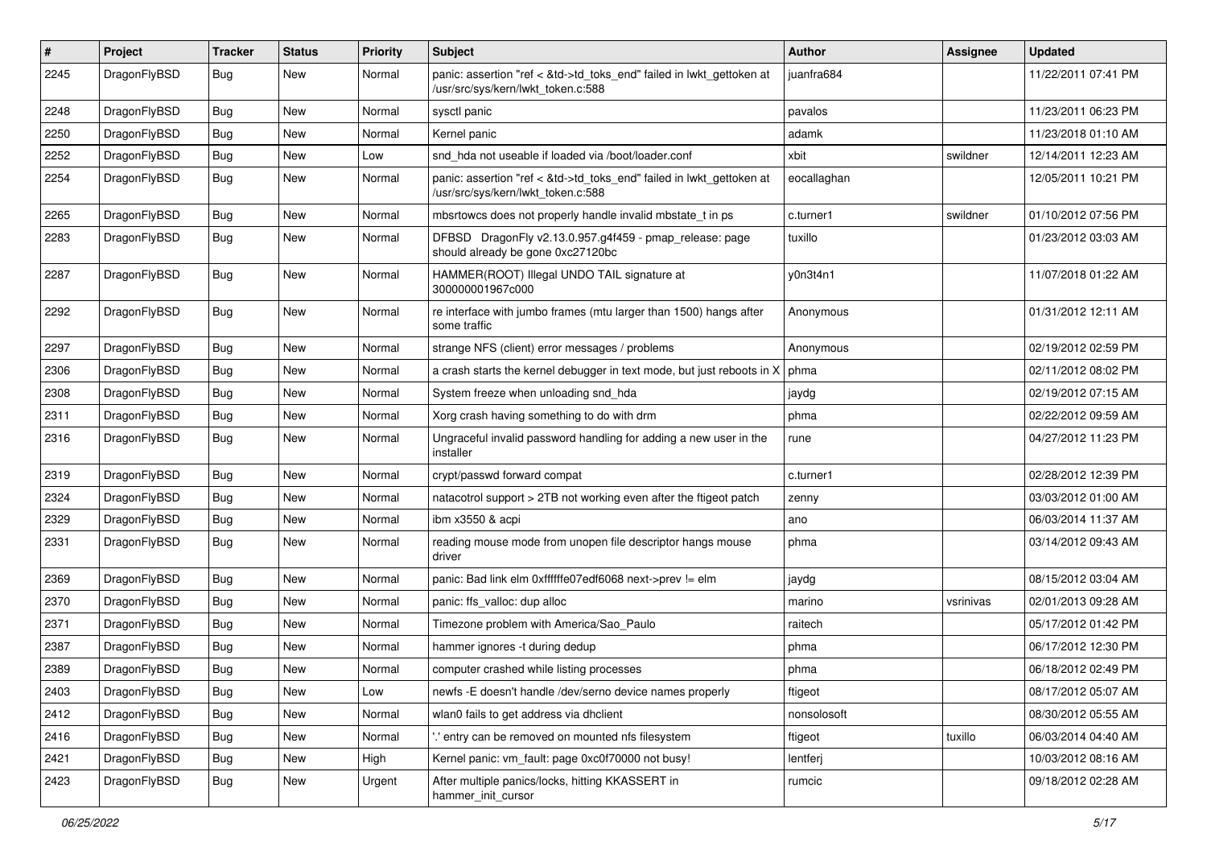| # | Project | Tracker | Status | Priority | Subject | Author | Assignee | Updated |
|---|---|---|---|---|---|---|---|---|
| 2245 | DragonFlyBSD | Bug | New | Normal | panic: assertion "ref < &td->td_toks_end" failed in lwkt_gettoken at /usr/src/sys/kern/lwkt_token.c:588 | juanfra684 | | 11/22/2011 07:41 PM |
| 2248 | DragonFlyBSD | Bug | New | Normal | sysctl panic | pavalos | | 11/23/2011 06:23 PM |
| 2250 | DragonFlyBSD | Bug | New | Normal | Kernel panic | adamk | | 11/23/2018 01:10 AM |
| 2252 | DragonFlyBSD | Bug | New | Low | snd_hda not useable if loaded via /boot/loader.conf | xbit | swildner | 12/14/2011 12:23 AM |
| 2254 | DragonFlyBSD | Bug | New | Normal | panic: assertion "ref < &td->td_toks_end" failed in lwkt_gettoken at /usr/src/sys/kern/lwkt_token.c:588 | eocallaghan | | 12/05/2011 10:21 PM |
| 2265 | DragonFlyBSD | Bug | New | Normal | mbsrtowcs does not properly handle invalid mbstate_t in ps | c.turner1 | swildner | 01/10/2012 07:56 PM |
| 2283 | DragonFlyBSD | Bug | New | Normal | DFBSD DragonFly v2.13.0.957.g4f459 - pmap_release: page should already be gone 0xc27120bc | tuxillo | | 01/23/2012 03:03 AM |
| 2287 | DragonFlyBSD | Bug | New | Normal | HAMMER(ROOT) Illegal UNDO TAIL signature at 300000001967c000 | y0n3t4n1 | | 11/07/2018 01:22 AM |
| 2292 | DragonFlyBSD | Bug | New | Normal | re interface with jumbo frames (mtu larger than 1500) hangs after some traffic | Anonymous | | 01/31/2012 12:11 AM |
| 2297 | DragonFlyBSD | Bug | New | Normal | strange NFS (client) error messages / problems | Anonymous | | 02/19/2012 02:59 PM |
| 2306 | DragonFlyBSD | Bug | New | Normal | a crash starts the kernel debugger in text mode, but just reboots in X | phma | | 02/11/2012 08:02 PM |
| 2308 | DragonFlyBSD | Bug | New | Normal | System freeze when unloading snd_hda | jaydg | | 02/19/2012 07:15 AM |
| 2311 | DragonFlyBSD | Bug | New | Normal | Xorg crash having something to do with drm | phma | | 02/22/2012 09:59 AM |
| 2316 | DragonFlyBSD | Bug | New | Normal | Ungraceful invalid password handling for adding a new user in the installer | rune | | 04/27/2012 11:23 PM |
| 2319 | DragonFlyBSD | Bug | New | Normal | crypt/passwd forward compat | c.turner1 | | 02/28/2012 12:39 PM |
| 2324 | DragonFlyBSD | Bug | New | Normal | natacotrol support > 2TB not working even after the ftigeot patch | zenny | | 03/03/2012 01:00 AM |
| 2329 | DragonFlyBSD | Bug | New | Normal | ibm x3550 & acpi | ano | | 06/03/2014 11:37 AM |
| 2331 | DragonFlyBSD | Bug | New | Normal | reading mouse mode from unopen file descriptor hangs mouse driver | phma | | 03/14/2012 09:43 AM |
| 2369 | DragonFlyBSD | Bug | New | Normal | panic: Bad link elm 0xffffffe07edf6068 next->prev != elm | jaydg | | 08/15/2012 03:04 AM |
| 2370 | DragonFlyBSD | Bug | New | Normal | panic: ffs_valloc: dup alloc | marino | vsrinivas | 02/01/2013 09:28 AM |
| 2371 | DragonFlyBSD | Bug | New | Normal | Timezone problem with America/Sao_Paulo | raitech | | 05/17/2012 01:42 PM |
| 2387 | DragonFlyBSD | Bug | New | Normal | hammer ignores -t during dedup | phma | | 06/17/2012 12:30 PM |
| 2389 | DragonFlyBSD | Bug | New | Normal | computer crashed while listing processes | phma | | 06/18/2012 02:49 PM |
| 2403 | DragonFlyBSD | Bug | New | Low | newfs -E doesn't handle /dev/serno device names properly | ftigeot | | 08/17/2012 05:07 AM |
| 2412 | DragonFlyBSD | Bug | New | Normal | wlan0 fails to get address via dhclient | nonsolosoft | | 08/30/2012 05:55 AM |
| 2416 | DragonFlyBSD | Bug | New | Normal | '.' entry can be removed on mounted nfs filesystem | ftigeot | tuxillo | 06/03/2014 04:40 AM |
| 2421 | DragonFlyBSD | Bug | New | High | Kernel panic: vm_fault: page 0xc0f70000 not busy! | lentferj | | 10/03/2012 08:16 AM |
| 2423 | DragonFlyBSD | Bug | New | Urgent | After multiple panics/locks, hitting KKASSERT in hammer_init_cursor | rumcic | | 09/18/2012 02:28 AM |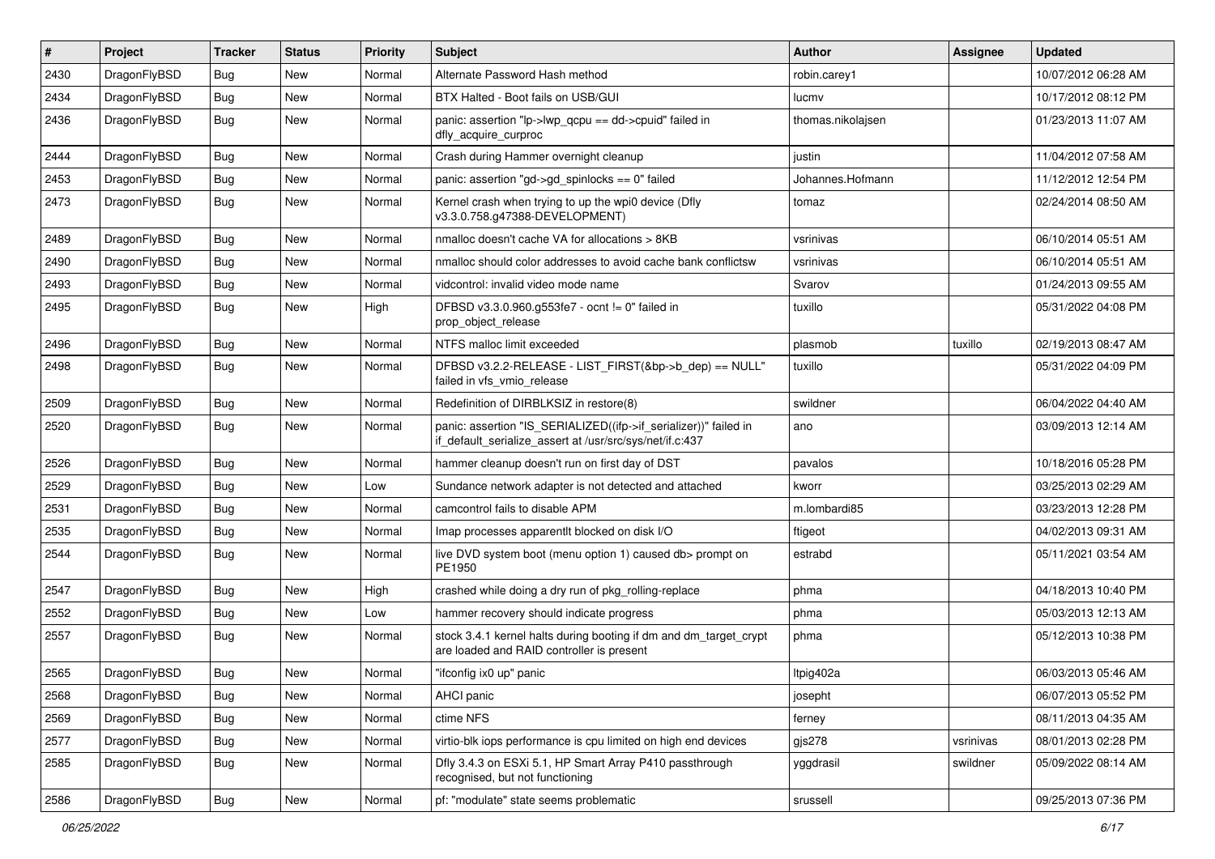| # | Project | Tracker | Status | Priority | Subject | Author | Assignee | Updated |
| --- | --- | --- | --- | --- | --- | --- | --- | --- |
| 2430 | DragonFlyBSD | Bug | New | Normal | Alternate Password Hash method | robin.carey1 | | 10/07/2012 06:28 AM |
| 2434 | DragonFlyBSD | Bug | New | Normal | BTX Halted - Boot fails on USB/GUI | lucmv | | 10/17/2012 08:12 PM |
| 2436 | DragonFlyBSD | Bug | New | Normal | panic: assertion "lp->lwp_qcpu == dd->cpuid" failed in dfly_acquire_curproc | thomas.nikolajsen | | 01/23/2013 11:07 AM |
| 2444 | DragonFlyBSD | Bug | New | Normal | Crash during Hammer overnight cleanup | justin | | 11/04/2012 07:58 AM |
| 2453 | DragonFlyBSD | Bug | New | Normal | panic: assertion "gd->gd_spinlocks == 0" failed | Johannes.Hofmann | | 11/12/2012 12:54 PM |
| 2473 | DragonFlyBSD | Bug | New | Normal | Kernel crash when trying to up the wpi0 device (Dfly v3.3.0.758.g47388-DEVELOPMENT) | tomaz | | 02/24/2014 08:50 AM |
| 2489 | DragonFlyBSD | Bug | New | Normal | nmalloc doesn't cache VA for allocations > 8KB | vsrinivas | | 06/10/2014 05:51 AM |
| 2490 | DragonFlyBSD | Bug | New | Normal | nmalloc should color addresses to avoid cache bank conflictsw | vsrinivas | | 06/10/2014 05:51 AM |
| 2493 | DragonFlyBSD | Bug | New | Normal | vidcontrol: invalid video mode name | Svarov | | 01/24/2013 09:55 AM |
| 2495 | DragonFlyBSD | Bug | New | High | DFBSD v3.3.0.960.g553fe7 - ocnt != 0" failed in prop_object_release | tuxillo | | 05/31/2022 04:08 PM |
| 2496 | DragonFlyBSD | Bug | New | Normal | NTFS malloc limit exceeded | plasmob | tuxillo | 02/19/2013 08:47 AM |
| 2498 | DragonFlyBSD | Bug | New | Normal | DFBSD v3.2.2-RELEASE - LIST_FIRST(&bp->b_dep) == NULL" failed in vfs_vmio_release | tuxillo | | 05/31/2022 04:09 PM |
| 2509 | DragonFlyBSD | Bug | New | Normal | Redefinition of DIRBLKSIZ in restore(8) | swildner | | 06/04/2022 04:40 AM |
| 2520 | DragonFlyBSD | Bug | New | Normal | panic: assertion "IS_SERIALIZED((ifp->if_serializer))" failed in if_default_serialize_assert at /usr/src/sys/net/if.c:437 | ano | | 03/09/2013 12:14 AM |
| 2526 | DragonFlyBSD | Bug | New | Normal | hammer cleanup doesn't run on first day of DST | pavalos | | 10/18/2016 05:28 PM |
| 2529 | DragonFlyBSD | Bug | New | Low | Sundance network adapter is not detected and attached | kworr | | 03/25/2013 02:29 AM |
| 2531 | DragonFlyBSD | Bug | New | Normal | camcontrol fails to disable APM | m.lombardi85 | | 03/23/2013 12:28 PM |
| 2535 | DragonFlyBSD | Bug | New | Normal | Imap processes apparentlt blocked on disk I/O | ftigeot | | 04/02/2013 09:31 AM |
| 2544 | DragonFlyBSD | Bug | New | Normal | live DVD system boot (menu option 1) caused db> prompt on PE1950 | estrabd | | 05/11/2021 03:54 AM |
| 2547 | DragonFlyBSD | Bug | New | High | crashed while doing a dry run of pkg_rolling-replace | phma | | 04/18/2013 10:40 PM |
| 2552 | DragonFlyBSD | Bug | New | Low | hammer recovery should indicate progress | phma | | 05/03/2013 12:13 AM |
| 2557 | DragonFlyBSD | Bug | New | Normal | stock 3.4.1 kernel halts during booting if dm and dm_target_crypt are loaded and RAID controller is present | phma | | 05/12/2013 10:38 PM |
| 2565 | DragonFlyBSD | Bug | New | Normal | "ifconfig ix0 up" panic | ltpig402a | | 06/03/2013 05:46 AM |
| 2568 | DragonFlyBSD | Bug | New | Normal | AHCI panic | josepht | | 06/07/2013 05:52 PM |
| 2569 | DragonFlyBSD | Bug | New | Normal | ctime NFS | ferney | | 08/11/2013 04:35 AM |
| 2577 | DragonFlyBSD | Bug | New | Normal | virtio-blk iops performance is cpu limited on high end devices | gjs278 | vsrinivas | 08/01/2013 02:28 PM |
| 2585 | DragonFlyBSD | Bug | New | Normal | Dfly 3.4.3 on ESXi 5.1, HP Smart Array P410 passthrough recognised, but not functioning | yggdrasil | swildner | 05/09/2022 08:14 AM |
| 2586 | DragonFlyBSD | Bug | New | Normal | pf: "modulate" state seems problematic | srussell | | 09/25/2013 07:36 PM |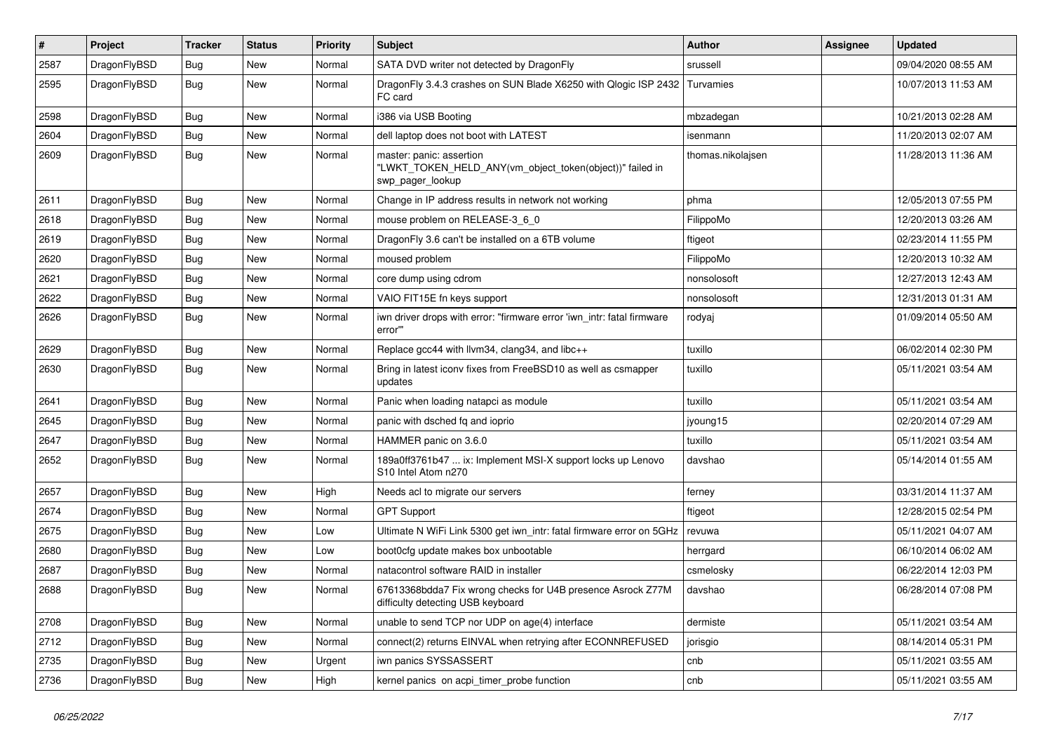| # | Project | Tracker | Status | Priority | Subject | Author | Assignee | Updated |
|---|---|---|---|---|---|---|---|---|
| 2587 | DragonFlyBSD | Bug | New | Normal | SATA DVD writer not detected by DragonFly | srussell | | 09/04/2020 08:55 AM |
| 2595 | DragonFlyBSD | Bug | New | Normal | DragonFly 3.4.3 crashes on SUN Blade X6250 with Qlogic ISP 2432 FC card | Turvamies | | 10/07/2013 11:53 AM |
| 2598 | DragonFlyBSD | Bug | New | Normal | i386 via USB Booting | mbzadegan | | 10/21/2013 02:28 AM |
| 2604 | DragonFlyBSD | Bug | New | Normal | dell laptop does not boot with LATEST | isenmann | | 11/20/2013 02:07 AM |
| 2609 | DragonFlyBSD | Bug | New | Normal | master: panic: assertion "LWKT_TOKEN_HELD_ANY(vm_object_token(object))" failed in swp_pager_lookup | thomas.nikolajsen | | 11/28/2013 11:36 AM |
| 2611 | DragonFlyBSD | Bug | New | Normal | Change in IP address results in network not working | phma | | 12/05/2013 07:55 PM |
| 2618 | DragonFlyBSD | Bug | New | Normal | mouse problem on RELEASE-3_6_0 | FilippoMo | | 12/20/2013 03:26 AM |
| 2619 | DragonFlyBSD | Bug | New | Normal | DragonFly 3.6 can't be installed on a 6TB volume | ftigeot | | 02/23/2014 11:55 PM |
| 2620 | DragonFlyBSD | Bug | New | Normal | moused problem | FilippoMo | | 12/20/2013 10:32 AM |
| 2621 | DragonFlyBSD | Bug | New | Normal | core dump using cdrom | nonsolosoft | | 12/27/2013 12:43 AM |
| 2622 | DragonFlyBSD | Bug | New | Normal | VAIO FIT15E fn keys support | nonsolosoft | | 12/31/2013 01:31 AM |
| 2626 | DragonFlyBSD | Bug | New | Normal | iwn driver drops with error: "firmware error 'iwn_intr: fatal firmware error'" | rodyaj | | 01/09/2014 05:50 AM |
| 2629 | DragonFlyBSD | Bug | New | Normal | Replace gcc44 with llvm34, clang34, and libc++ | tuxillo | | 06/02/2014 02:30 PM |
| 2630 | DragonFlyBSD | Bug | New | Normal | Bring in latest iconv fixes from FreeBSD10 as well as csmapper updates | tuxillo | | 05/11/2021 03:54 AM |
| 2641 | DragonFlyBSD | Bug | New | Normal | Panic when loading natapci as module | tuxillo | | 05/11/2021 03:54 AM |
| 2645 | DragonFlyBSD | Bug | New | Normal | panic with dsched fq and ioprio | jyoung15 | | 02/20/2014 07:29 AM |
| 2647 | DragonFlyBSD | Bug | New | Normal | HAMMER panic on 3.6.0 | tuxillo | | 05/11/2021 03:54 AM |
| 2652 | DragonFlyBSD | Bug | New | Normal | 189a0ff3761b47 ... ix: Implement MSI-X support locks up Lenovo S10 Intel Atom n270 | davshao | | 05/14/2014 01:55 AM |
| 2657 | DragonFlyBSD | Bug | New | High | Needs acl to migrate our servers | ferney | | 03/31/2014 11:37 AM |
| 2674 | DragonFlyBSD | Bug | New | Normal | GPT Support | ftigeot | | 12/28/2015 02:54 PM |
| 2675 | DragonFlyBSD | Bug | New | Low | Ultimate N WiFi Link 5300 get iwn_intr: fatal firmware error on 5GHz | revuwa | | 05/11/2021 04:07 AM |
| 2680 | DragonFlyBSD | Bug | New | Low | boot0cfg update makes box unbootable | herrgard | | 06/10/2014 06:02 AM |
| 2687 | DragonFlyBSD | Bug | New | Normal | natacontrol software RAID in installer | csmelosky | | 06/22/2014 12:03 PM |
| 2688 | DragonFlyBSD | Bug | New | Normal | 67613368bdda7 Fix wrong checks for U4B presence Asrock Z77M difficulty detecting USB keyboard | davshao | | 06/28/2014 07:08 PM |
| 2708 | DragonFlyBSD | Bug | New | Normal | unable to send TCP nor UDP on age(4) interface | dermiste | | 05/11/2021 03:54 AM |
| 2712 | DragonFlyBSD | Bug | New | Normal | connect(2) returns EINVAL when retrying after ECONNREFUSED | jorisgio | | 08/14/2014 05:31 PM |
| 2735 | DragonFlyBSD | Bug | New | Urgent | iwn panics SYSSASSERT | cnb | | 05/11/2021 03:55 AM |
| 2736 | DragonFlyBSD | Bug | New | High | kernel panics on acpi_timer_probe function | cnb | | 05/11/2021 03:55 AM |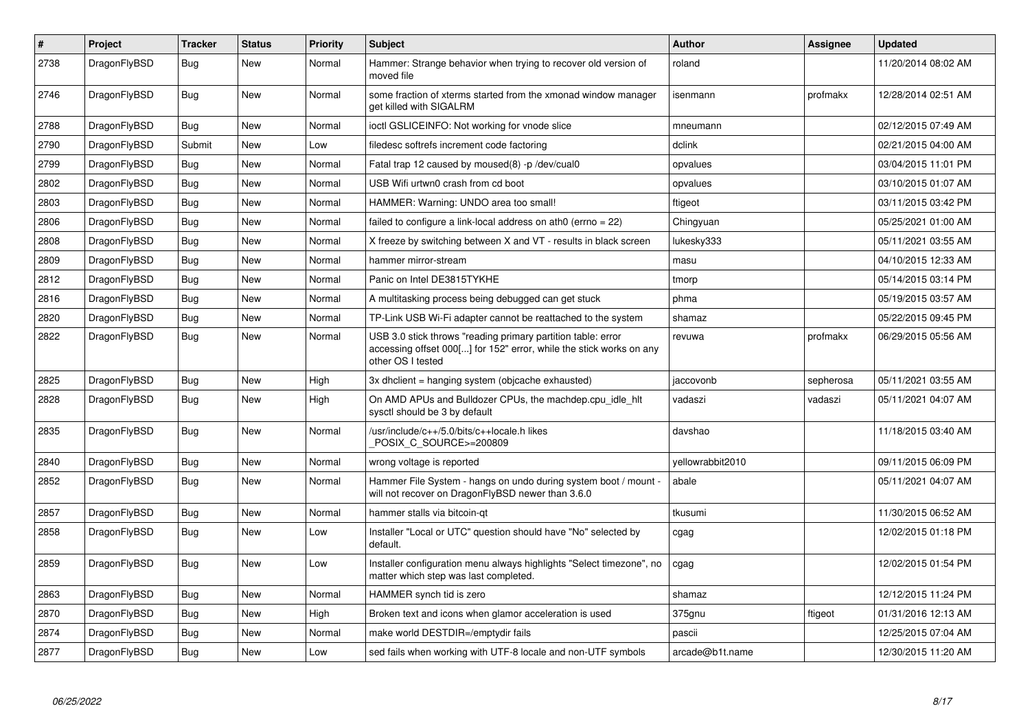| # | Project | Tracker | Status | Priority | Subject | Author | Assignee | Updated |
|---|---|---|---|---|---|---|---|---|
| 2738 | DragonFlyBSD | Bug | New | Normal | Hammer: Strange behavior when trying to recover old version of moved file | roland | | 11/20/2014 08:02 AM |
| 2746 | DragonFlyBSD | Bug | New | Normal | some fraction of xterms started from the xmonad window manager get killed with SIGALRM | isenmann | profmakx | 12/28/2014 02:51 AM |
| 2788 | DragonFlyBSD | Bug | New | Normal | ioctl GSLICEINFO: Not working for vnode slice | mneumann | | 02/12/2015 07:49 AM |
| 2790 | DragonFlyBSD | Submit | New | Low | filedesc softrefs increment code factoring | dclink | | 02/21/2015 04:00 AM |
| 2799 | DragonFlyBSD | Bug | New | Normal | Fatal trap 12 caused by moused(8) -p /dev/cual0 | opvalues | | 03/04/2015 11:01 PM |
| 2802 | DragonFlyBSD | Bug | New | Normal | USB Wifi urtwn0 crash from cd boot | opvalues | | 03/10/2015 01:07 AM |
| 2803 | DragonFlyBSD | Bug | New | Normal | HAMMER: Warning: UNDO area too small! | ftigeot | | 03/11/2015 03:42 PM |
| 2806 | DragonFlyBSD | Bug | New | Normal | failed to configure a link-local address on ath0 (errno = 22) | Chingyuan | | 05/25/2021 01:00 AM |
| 2808 | DragonFlyBSD | Bug | New | Normal | X freeze by switching between X and VT - results in black screen | lukesky333 | | 05/11/2021 03:55 AM |
| 2809 | DragonFlyBSD | Bug | New | Normal | hammer mirror-stream | masu | | 04/10/2015 12:33 AM |
| 2812 | DragonFlyBSD | Bug | New | Normal | Panic on Intel DE3815TYKHE | tmorp | | 05/14/2015 03:14 PM |
| 2816 | DragonFlyBSD | Bug | New | Normal | A multitasking process being debugged can get stuck | phma | | 05/19/2015 03:57 AM |
| 2820 | DragonFlyBSD | Bug | New | Normal | TP-Link USB Wi-Fi adapter cannot be reattached to the system | shamaz | | 05/22/2015 09:45 PM |
| 2822 | DragonFlyBSD | Bug | New | Normal | USB 3.0 stick throws "reading primary partition table: error accessing offset 000[...] for 152" error, while the stick works on any other OS I tested | revuwa | profmakx | 06/29/2015 05:56 AM |
| 2825 | DragonFlyBSD | Bug | New | High | 3x dhclient = hanging system (objcache exhausted) | jaccovonb | sepherosa | 05/11/2021 03:55 AM |
| 2828 | DragonFlyBSD | Bug | New | High | On AMD APUs and Bulldozer CPUs, the machdep.cpu_idle_hlt sysctl should be 3 by default | vadaszi | vadaszi | 05/11/2021 04:07 AM |
| 2835 | DragonFlyBSD | Bug | New | Normal | /usr/include/c++/5.0/bits/c++locale.h likes _POSIX_C_SOURCE>=200809 | davshao | | 11/18/2015 03:40 AM |
| 2840 | DragonFlyBSD | Bug | New | Normal | wrong voltage is reported | yellowrabbit2010 | | 09/11/2015 06:09 PM |
| 2852 | DragonFlyBSD | Bug | New | Normal | Hammer File System - hangs on undo during system boot / mount - will not recover on DragonFlyBSD newer than 3.6.0 | abale | | 05/11/2021 04:07 AM |
| 2857 | DragonFlyBSD | Bug | New | Normal | hammer stalls via bitcoin-qt | tkusumi | | 11/30/2015 06:52 AM |
| 2858 | DragonFlyBSD | Bug | New | Low | Installer "Local or UTC" question should have "No" selected by default. | cgag | | 12/02/2015 01:18 PM |
| 2859 | DragonFlyBSD | Bug | New | Low | Installer configuration menu always highlights "Select timezone", no matter which step was last completed. | cgag | | 12/02/2015 01:54 PM |
| 2863 | DragonFlyBSD | Bug | New | Normal | HAMMER synch tid is zero | shamaz | | 12/12/2015 11:24 PM |
| 2870 | DragonFlyBSD | Bug | New | High | Broken text and icons when glamor acceleration is used | 375gnu | ftigeot | 01/31/2016 12:13 AM |
| 2874 | DragonFlyBSD | Bug | New | Normal | make world DESTDIR=/emptydir fails | pascii | | 12/25/2015 07:04 AM |
| 2877 | DragonFlyBSD | Bug | New | Low | sed fails when working with UTF-8 locale and non-UTF symbols | arcade@b1t.name | | 12/30/2015 11:20 AM |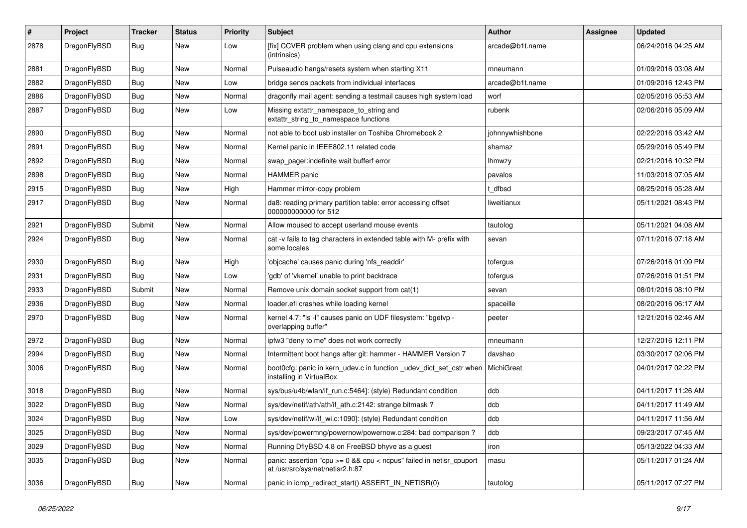| # | Project | Tracker | Status | Priority | Subject | Author | Assignee | Updated |
|---|---|---|---|---|---|---|---|---|
| 2878 | DragonFlyBSD | Bug | New | Low | [fix] CCVER problem when using clang and cpu extensions (intrinsics) | arcade@b1t.name | | 06/24/2016 04:25 AM |
| 2881 | DragonFlyBSD | Bug | New | Normal | Pulseaudio hangs/resets system when starting X11 | mneumann | | 01/09/2016 03:08 AM |
| 2882 | DragonFlyBSD | Bug | New | Low | bridge sends packets from individual interfaces | arcade@b1t.name | | 01/09/2016 12:43 PM |
| 2886 | DragonFlyBSD | Bug | New | Normal | dragonfly mail agent: sending a testmail causes high system load | worf | | 02/05/2016 05:53 AM |
| 2887 | DragonFlyBSD | Bug | New | Low | Missing extattr_namespace_to_string and extattr_string_to_namespace functions | rubenk | | 02/06/2016 05:09 AM |
| 2890 | DragonFlyBSD | Bug | New | Normal | not able to boot usb installer on Toshiba Chromebook 2 | johnnywhishbone | | 02/22/2016 03:42 AM |
| 2891 | DragonFlyBSD | Bug | New | Normal | Kernel panic in IEEE802.11 related code | shamaz | | 05/29/2016 05:49 PM |
| 2892 | DragonFlyBSD | Bug | New | Normal | swap_pager:indefinite wait bufferf error | lhmwzy | | 02/21/2016 10:32 PM |
| 2898 | DragonFlyBSD | Bug | New | Normal | HAMMER panic | pavalos | | 11/03/2018 07:05 AM |
| 2915 | DragonFlyBSD | Bug | New | High | Hammer mirror-copy problem | t_dfbsd | | 08/25/2016 05:28 AM |
| 2917 | DragonFlyBSD | Bug | New | Normal | da8: reading primary partition table: error accessing offset 000000000000 for 512 | liweitianux | | 05/11/2021 08:43 PM |
| 2921 | DragonFlyBSD | Submit | New | Normal | Allow moused to accept userland mouse events | tautolog | | 05/11/2021 04:08 AM |
| 2924 | DragonFlyBSD | Bug | New | Normal | cat -v fails to tag characters in extended table with M- prefix with some locales | sevan | | 07/11/2016 07:18 AM |
| 2930 | DragonFlyBSD | Bug | New | High | 'objcache' causes panic during 'nfs_readdir' | tofergus | | 07/26/2016 01:09 PM |
| 2931 | DragonFlyBSD | Bug | New | Low | 'gdb' of 'vkernel' unable to print backtrace | tofergus | | 07/26/2016 01:51 PM |
| 2933 | DragonFlyBSD | Submit | New | Normal | Remove unix domain socket support from cat(1) | sevan | | 08/01/2016 08:10 PM |
| 2936 | DragonFlyBSD | Bug | New | Normal | loader.efi crashes while loading kernel | spaceille | | 08/20/2016 06:17 AM |
| 2970 | DragonFlyBSD | Bug | New | Normal | kernel 4.7: "ls -l" causes panic on UDF filesystem: "bgetvp - overlapping buffer" | peeter | | 12/21/2016 02:46 AM |
| 2972 | DragonFlyBSD | Bug | New | Normal | ipfw3 "deny to me" does not work correctly | mneumann | | 12/27/2016 12:11 PM |
| 2994 | DragonFlyBSD | Bug | New | Normal | Intermittent boot hangs after git: hammer - HAMMER Version 7 | davshao | | 03/30/2017 02:06 PM |
| 3006 | DragonFlyBSD | Bug | New | Normal | boot0cfg: panic in kern_udev.c in function _udev_dict_set_cstr when installing in VirtualBox | MichiGreat | | 04/01/2017 02:22 PM |
| 3018 | DragonFlyBSD | Bug | New | Normal | sys/bus/u4b/wlan/if_run.c:5464]: (style) Redundant condition | dcb | | 04/11/2017 11:26 AM |
| 3022 | DragonFlyBSD | Bug | New | Normal | sys/dev/netif/ath/ath/if_ath.c:2142: strange bitmask ? | dcb | | 04/11/2017 11:49 AM |
| 3024 | DragonFlyBSD | Bug | New | Low | sys/dev/netif/wi/if_wi.c:1090]: (style) Redundant condition | dcb | | 04/11/2017 11:56 AM |
| 3025 | DragonFlyBSD | Bug | New | Normal | sys/dev/powermng/powernow/powernow.c:284: bad comparison ? | dcb | | 09/23/2017 07:45 AM |
| 3029 | DragonFlyBSD | Bug | New | Normal | Running DflyBSD 4.8 on FreeBSD bhyve as a guest | iron | | 05/13/2022 04:33 AM |
| 3035 | DragonFlyBSD | Bug | New | Normal | panic: assertion "cpu >= 0 && cpu < ncpus" failed in netisr_cpuport at /usr/src/sys/net/netisr2.h:87 | masu | | 05/11/2017 01:24 AM |
| 3036 | DragonFlyBSD | Bug | New | Normal | panic in icmp_redirect_start() ASSERT_IN_NETISR(0) | tautolog | | 05/11/2017 07:27 PM |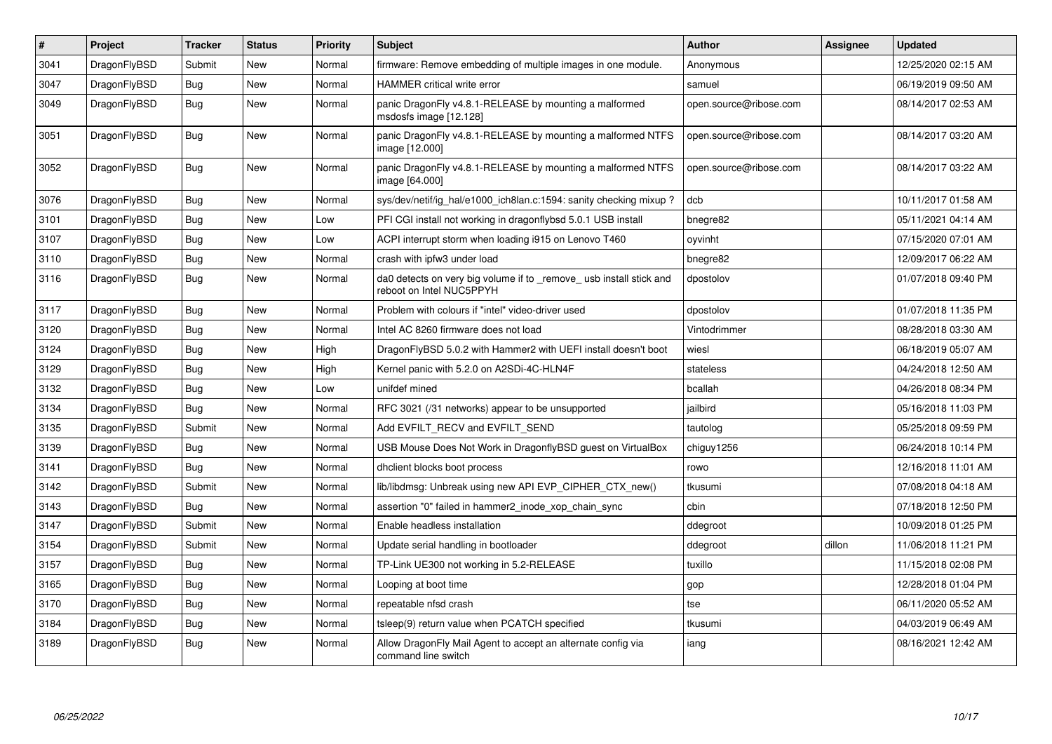| # | Project | Tracker | Status | Priority | Subject | Author | Assignee | Updated |
|---|---|---|---|---|---|---|---|---|
| 3041 | DragonFlyBSD | Submit | New | Normal | firmware: Remove embedding of multiple images in one module. | Anonymous | | 12/25/2020 02:15 AM |
| 3047 | DragonFlyBSD | Bug | New | Normal | HAMMER critical write error | samuel | | 06/19/2019 09:50 AM |
| 3049 | DragonFlyBSD | Bug | New | Normal | panic DragonFly v4.8.1-RELEASE by mounting a malformed msdosfs image [12.128] | open.source@ribose.com | | 08/14/2017 02:53 AM |
| 3051 | DragonFlyBSD | Bug | New | Normal | panic DragonFly v4.8.1-RELEASE by mounting a malformed NTFS image [12.000] | open.source@ribose.com | | 08/14/2017 03:20 AM |
| 3052 | DragonFlyBSD | Bug | New | Normal | panic DragonFly v4.8.1-RELEASE by mounting a malformed NTFS image [64.000] | open.source@ribose.com | | 08/14/2017 03:22 AM |
| 3076 | DragonFlyBSD | Bug | New | Normal | sys/dev/netif/ig_hal/e1000_ich8lan.c:1594: sanity checking mixup ? | dcb | | 10/11/2017 01:58 AM |
| 3101 | DragonFlyBSD | Bug | New | Low | PFI CGI install not working in dragonflybsd 5.0.1 USB install | bnegre82 | | 05/11/2021 04:14 AM |
| 3107 | DragonFlyBSD | Bug | New | Low | ACPI interrupt storm when loading i915 on Lenovo T460 | oyvinht | | 07/15/2020 07:01 AM |
| 3110 | DragonFlyBSD | Bug | New | Normal | crash with ipfw3 under load | bnegre82 | | 12/09/2017 06:22 AM |
| 3116 | DragonFlyBSD | Bug | New | Normal | da0 detects on very big volume if to _remove_ usb install stick and reboot on Intel NUC5PPYH | dpostolov | | 01/07/2018 09:40 PM |
| 3117 | DragonFlyBSD | Bug | New | Normal | Problem with colours if "intel" video-driver used | dpostolov | | 01/07/2018 11:35 PM |
| 3120 | DragonFlyBSD | Bug | New | Normal | Intel AC 8260 firmware does not load | Vintodrimmer | | 08/28/2018 03:30 AM |
| 3124 | DragonFlyBSD | Bug | New | High | DragonFlyBSD 5.0.2 with Hammer2 with UEFI install doesn't boot | wiesl | | 06/18/2019 05:07 AM |
| 3129 | DragonFlyBSD | Bug | New | High | Kernel panic with 5.2.0 on A2SDi-4C-HLN4F | stateless | | 04/24/2018 12:50 AM |
| 3132 | DragonFlyBSD | Bug | New | Low | unifdef mined | bcallah | | 04/26/2018 08:34 PM |
| 3134 | DragonFlyBSD | Bug | New | Normal | RFC 3021 (/31 networks) appear to be unsupported | jailbird | | 05/16/2018 11:03 PM |
| 3135 | DragonFlyBSD | Submit | New | Normal | Add EVFILT_RECV and EVFILT_SEND | tautolog | | 05/25/2018 09:59 PM |
| 3139 | DragonFlyBSD | Bug | New | Normal | USB Mouse Does Not Work in DragonflyBSD guest on VirtualBox | chiguy1256 | | 06/24/2018 10:14 PM |
| 3141 | DragonFlyBSD | Bug | New | Normal | dhclient blocks boot process | rowo | | 12/16/2018 11:01 AM |
| 3142 | DragonFlyBSD | Submit | New | Normal | lib/libdmsg: Unbreak using new API EVP_CIPHER_CTX_new() | tkusumi | | 07/08/2018 04:18 AM |
| 3143 | DragonFlyBSD | Bug | New | Normal | assertion "0" failed in hammer2_inode_xop_chain_sync | cbin | | 07/18/2018 12:50 PM |
| 3147 | DragonFlyBSD | Submit | New | Normal | Enable headless installation | ddegroot | | 10/09/2018 01:25 PM |
| 3154 | DragonFlyBSD | Submit | New | Normal | Update serial handling in bootloader | ddegroot | dillon | 11/06/2018 11:21 PM |
| 3157 | DragonFlyBSD | Bug | New | Normal | TP-Link UE300 not working in 5.2-RELEASE | tuxillo | | 11/15/2018 02:08 PM |
| 3165 | DragonFlyBSD | Bug | New | Normal | Looping at boot time | gop | | 12/28/2018 01:04 PM |
| 3170 | DragonFlyBSD | Bug | New | Normal | repeatable nfsd crash | tse | | 06/11/2020 05:52 AM |
| 3184 | DragonFlyBSD | Bug | New | Normal | tsleep(9) return value when PCATCH specified | tkusumi | | 04/03/2019 06:49 AM |
| 3189 | DragonFlyBSD | Bug | New | Normal | Allow DragonFly Mail Agent to accept an alternate config via command line switch | iang | | 08/16/2021 12:42 AM |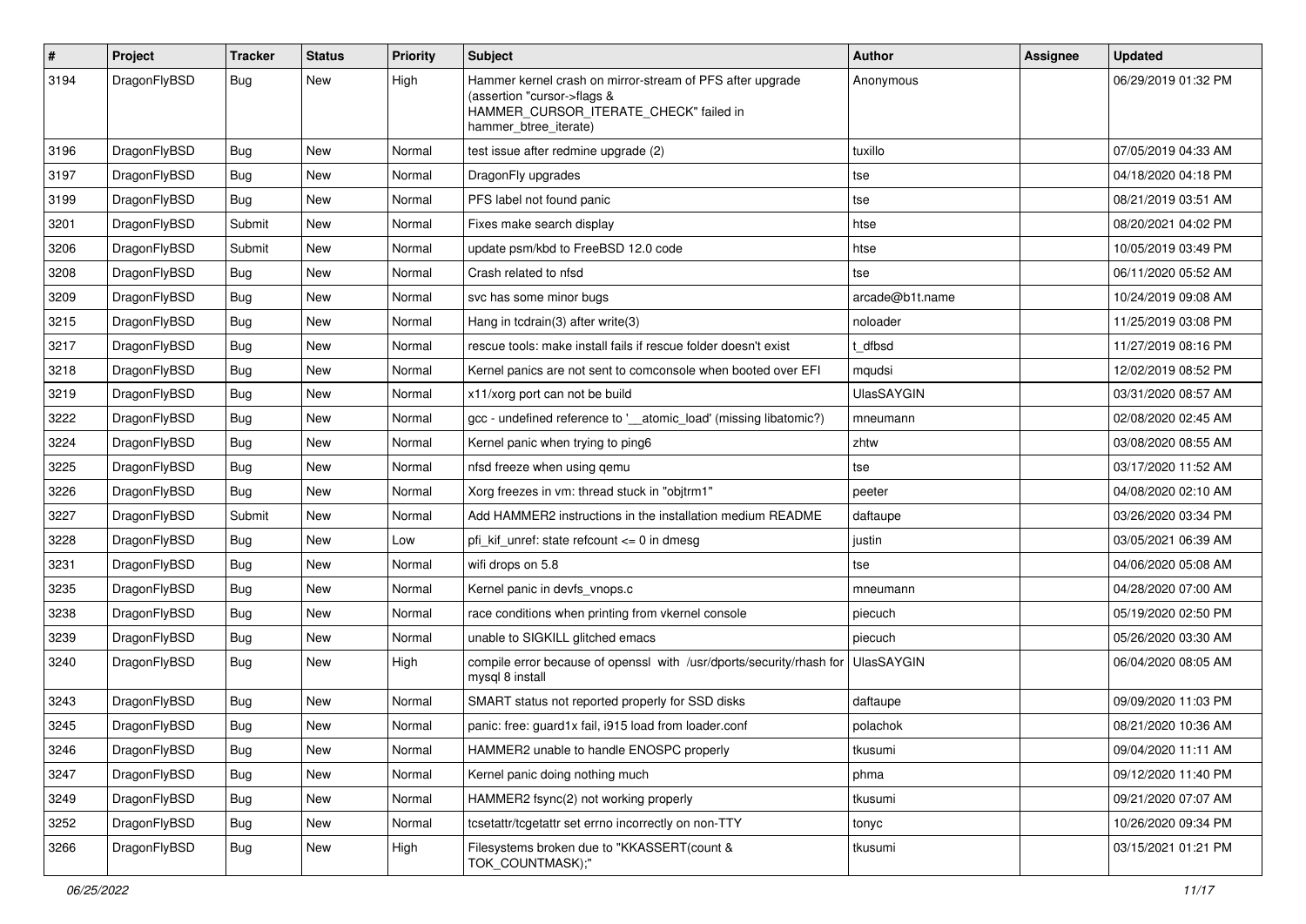| # | Project | Tracker | Status | Priority | Subject | Author | Assignee | Updated |
|---|---|---|---|---|---|---|---|---|
| 3194 | DragonFlyBSD | Bug | New | High | Hammer kernel crash on mirror-stream of PFS after upgrade (assertion "cursor->flags & HAMMER_CURSOR_ITERATE_CHECK" failed in hammer_btree_iterate) | Anonymous | | 06/29/2019 01:32 PM |
| 3196 | DragonFlyBSD | Bug | New | Normal | test issue after redmine upgrade (2) | tuxillo | | 07/05/2019 04:33 AM |
| 3197 | DragonFlyBSD | Bug | New | Normal | DragonFly upgrades | tse | | 04/18/2020 04:18 PM |
| 3199 | DragonFlyBSD | Bug | New | Normal | PFS label not found panic | tse | | 08/21/2019 03:51 AM |
| 3201 | DragonFlyBSD | Submit | New | Normal | Fixes make search display | htse | | 08/20/2021 04:02 PM |
| 3206 | DragonFlyBSD | Submit | New | Normal | update psm/kbd to FreeBSD 12.0 code | htse | | 10/05/2019 03:49 PM |
| 3208 | DragonFlyBSD | Bug | New | Normal | Crash related to nfsd | tse | | 06/11/2020 05:52 AM |
| 3209 | DragonFlyBSD | Bug | New | Normal | svc has some minor bugs | arcade@b1t.name | | 10/24/2019 09:08 AM |
| 3215 | DragonFlyBSD | Bug | New | Normal | Hang in tcdrain(3) after write(3) | noloader | | 11/25/2019 03:08 PM |
| 3217 | DragonFlyBSD | Bug | New | Normal | rescue tools: make install fails if rescue folder doesn't exist | t_dfbsd | | 11/27/2019 08:16 PM |
| 3218 | DragonFlyBSD | Bug | New | Normal | Kernel panics are not sent to comconsole when booted over EFI | mqudsi | | 12/02/2019 08:52 PM |
| 3219 | DragonFlyBSD | Bug | New | Normal | x11/xorg port can not be build | UlasSAYGIN | | 03/31/2020 08:57 AM |
| 3222 | DragonFlyBSD | Bug | New | Normal | gcc - undefined reference to '__atomic_load' (missing libatomic?) | mneumann | | 02/08/2020 02:45 AM |
| 3224 | DragonFlyBSD | Bug | New | Normal | Kernel panic when trying to ping6 | zhtw | | 03/08/2020 08:55 AM |
| 3225 | DragonFlyBSD | Bug | New | Normal | nfsd freeze when using qemu | tse | | 03/17/2020 11:52 AM |
| 3226 | DragonFlyBSD | Bug | New | Normal | Xorg freezes in vm: thread stuck in "objtrm1" | peeter | | 04/08/2020 02:10 AM |
| 3227 | DragonFlyBSD | Submit | New | Normal | Add HAMMER2 instructions in the installation medium README | daftaupe | | 03/26/2020 03:34 PM |
| 3228 | DragonFlyBSD | Bug | New | Low | pfi_kif_unref: state refcount <= 0 in dmesg | justin | | 03/05/2021 06:39 AM |
| 3231 | DragonFlyBSD | Bug | New | Normal | wifi drops on 5.8 | tse | | 04/06/2020 05:08 AM |
| 3235 | DragonFlyBSD | Bug | New | Normal | Kernel panic in devfs_vnops.c | mneumann | | 04/28/2020 07:00 AM |
| 3238 | DragonFlyBSD | Bug | New | Normal | race conditions when printing from vkernel console | piecuch | | 05/19/2020 02:50 PM |
| 3239 | DragonFlyBSD | Bug | New | Normal | unable to SIGKILL glitched emacs | piecuch | | 05/26/2020 03:30 AM |
| 3240 | DragonFlyBSD | Bug | New | High | compile error because of openssl with /usr/dports/security/rhash for mysql 8 install | UlasSAYGIN | | 06/04/2020 08:05 AM |
| 3243 | DragonFlyBSD | Bug | New | Normal | SMART status not reported properly for SSD disks | daftaupe | | 09/09/2020 11:03 PM |
| 3245 | DragonFlyBSD | Bug | New | Normal | panic: free: guard1x fail, i915 load from loader.conf | polachok | | 08/21/2020 10:36 AM |
| 3246 | DragonFlyBSD | Bug | New | Normal | HAMMER2 unable to handle ENOSPC properly | tkusumi | | 09/04/2020 11:11 AM |
| 3247 | DragonFlyBSD | Bug | New | Normal | Kernel panic doing nothing much | phma | | 09/12/2020 11:40 PM |
| 3249 | DragonFlyBSD | Bug | New | Normal | HAMMER2 fsync(2) not working properly | tkusumi | | 09/21/2020 07:07 AM |
| 3252 | DragonFlyBSD | Bug | New | Normal | tcsetattr/tcgetattr set errno incorrectly on non-TTY | tonyc | | 10/26/2020 09:34 PM |
| 3266 | DragonFlyBSD | Bug | New | High | Filesystems broken due to "KKASSERT(count & TOK_COUNTMASK);" | tkusumi | | 03/15/2021 01:21 PM |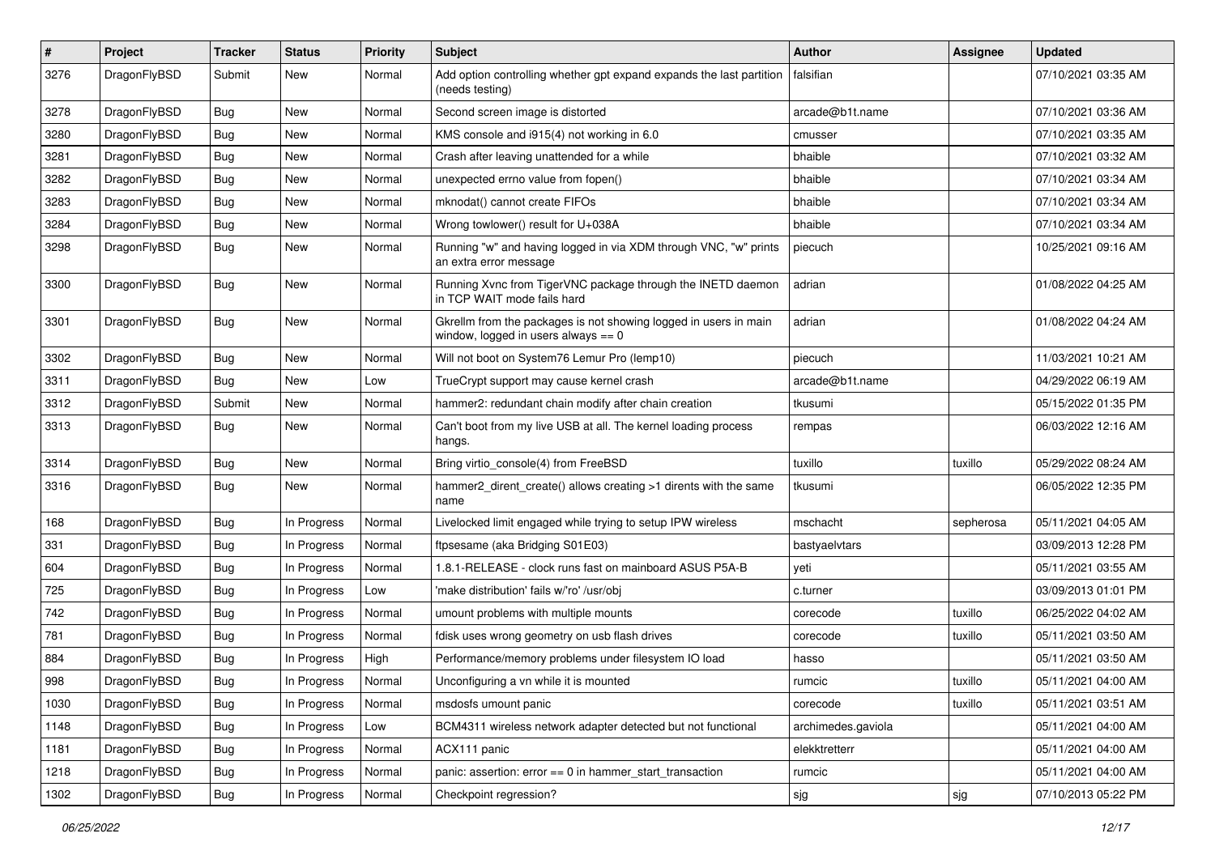| # | Project | Tracker | Status | Priority | Subject | Author | Assignee | Updated |
| --- | --- | --- | --- | --- | --- | --- | --- | --- |
| 3276 | DragonFlyBSD | Submit | New | Normal | Add option controlling whether gpt expand expands the last partition (needs testing) | falsifian | | 07/10/2021 03:35 AM |
| 3278 | DragonFlyBSD | Bug | New | Normal | Second screen image is distorted | arcade@b1t.name | | 07/10/2021 03:36 AM |
| 3280 | DragonFlyBSD | Bug | New | Normal | KMS console and i915(4) not working in 6.0 | cmusser | | 07/10/2021 03:35 AM |
| 3281 | DragonFlyBSD | Bug | New | Normal | Crash after leaving unattended for a while | bhaible | | 07/10/2021 03:32 AM |
| 3282 | DragonFlyBSD | Bug | New | Normal | unexpected errno value from fopen() | bhaible | | 07/10/2021 03:34 AM |
| 3283 | DragonFlyBSD | Bug | New | Normal | mknodat() cannot create FIFOs | bhaible | | 07/10/2021 03:34 AM |
| 3284 | DragonFlyBSD | Bug | New | Normal | Wrong towlower() result for U+038A | bhaible | | 07/10/2021 03:34 AM |
| 3298 | DragonFlyBSD | Bug | New | Normal | Running "w" and having logged in via XDM through VNC, "w" prints an extra error message | piecuch | | 10/25/2021 09:16 AM |
| 3300 | DragonFlyBSD | Bug | New | Normal | Running Xvnc from TigerVNC package through the INETD daemon in TCP WAIT mode fails hard | adrian | | 01/08/2022 04:25 AM |
| 3301 | DragonFlyBSD | Bug | New | Normal | Gkrellm from the packages is not showing logged in users in main window, logged in users always == 0 | adrian | | 01/08/2022 04:24 AM |
| 3302 | DragonFlyBSD | Bug | New | Normal | Will not boot on System76 Lemur Pro (lemp10) | piecuch | | 11/03/2021 10:21 AM |
| 3311 | DragonFlyBSD | Bug | New | Low | TrueCrypt support may cause kernel crash | arcade@b1t.name | | 04/29/2022 06:19 AM |
| 3312 | DragonFlyBSD | Submit | New | Normal | hammer2: redundant chain modify after chain creation | tkusumi | | 05/15/2022 01:35 PM |
| 3313 | DragonFlyBSD | Bug | New | Normal | Can't boot from my live USB at all. The kernel loading process hangs. | rempas | | 06/03/2022 12:16 AM |
| 3314 | DragonFlyBSD | Bug | New | Normal | Bring virtio_console(4) from FreeBSD | tuxillo | tuxillo | 05/29/2022 08:24 AM |
| 3316 | DragonFlyBSD | Bug | New | Normal | hammer2_dirent_create() allows creating >1 dirents with the same name | tkusumi | | 06/05/2022 12:35 PM |
| 168 | DragonFlyBSD | Bug | In Progress | Normal | Livelocked limit engaged while trying to setup IPW wireless | mschacht | sepherosa | 05/11/2021 04:05 AM |
| 331 | DragonFlyBSD | Bug | In Progress | Normal | ftpsesame (aka Bridging S01E03) | bastyaelvtars | | 03/09/2013 12:28 PM |
| 604 | DragonFlyBSD | Bug | In Progress | Normal | 1.8.1-RELEASE - clock runs fast on mainboard ASUS P5A-B | yeti | | 05/11/2021 03:55 AM |
| 725 | DragonFlyBSD | Bug | In Progress | Low | 'make distribution' fails w/'ro' /usr/obj | c.turner | | 03/09/2013 01:01 PM |
| 742 | DragonFlyBSD | Bug | In Progress | Normal | umount problems with multiple mounts | corecode | tuxillo | 06/25/2022 04:02 AM |
| 781 | DragonFlyBSD | Bug | In Progress | Normal | fdisk uses wrong geometry on usb flash drives | corecode | tuxillo | 05/11/2021 03:50 AM |
| 884 | DragonFlyBSD | Bug | In Progress | High | Performance/memory problems under filesystem IO load | hasso | | 05/11/2021 03:50 AM |
| 998 | DragonFlyBSD | Bug | In Progress | Normal | Unconfiguring a vn while it is mounted | rumcic | tuxillo | 05/11/2021 04:00 AM |
| 1030 | DragonFlyBSD | Bug | In Progress | Normal | msdosfs umount panic | corecode | tuxillo | 05/11/2021 03:51 AM |
| 1148 | DragonFlyBSD | Bug | In Progress | Low | BCM4311 wireless network adapter detected but not functional | archimedes.gaviola | | 05/11/2021 04:00 AM |
| 1181 | DragonFlyBSD | Bug | In Progress | Normal | ACX111 panic | elekktretterr | | 05/11/2021 04:00 AM |
| 1218 | DragonFlyBSD | Bug | In Progress | Normal | panic: assertion: error == 0 in hammer_start_transaction | rumcic | | 05/11/2021 04:00 AM |
| 1302 | DragonFlyBSD | Bug | In Progress | Normal | Checkpoint regression? | sjg | sjg | 07/10/2013 05:22 PM |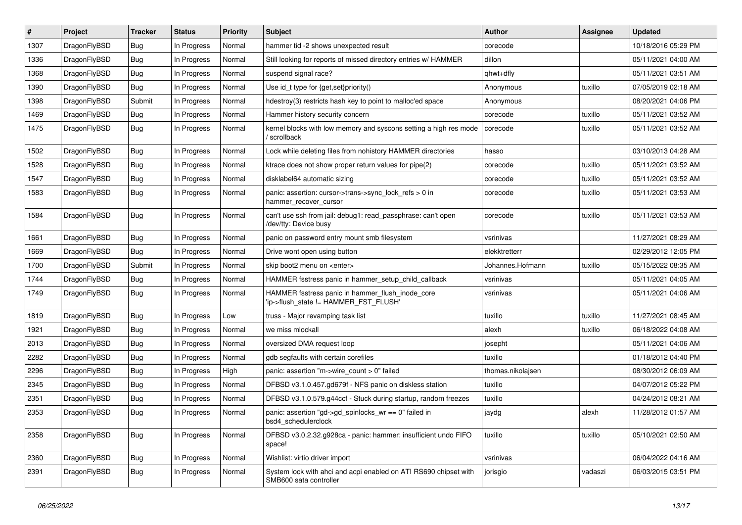| # | Project | Tracker | Status | Priority | Subject | Author | Assignee | Updated |
|---|---|---|---|---|---|---|---|---|
| 1307 | DragonFlyBSD | Bug | In Progress | Normal | hammer tid -2 shows unexpected result | corecode | | 10/18/2016 05:29 PM |
| 1336 | DragonFlyBSD | Bug | In Progress | Normal | Still looking for reports of missed directory entries w/ HAMMER | dillon | | 05/11/2021 04:00 AM |
| 1368 | DragonFlyBSD | Bug | In Progress | Normal | suspend signal race? | qhwt+dfly | | 05/11/2021 03:51 AM |
| 1390 | DragonFlyBSD | Bug | In Progress | Normal | Use id_t type for {get,set}priority() | Anonymous | tuxillo | 07/05/2019 02:18 AM |
| 1398 | DragonFlyBSD | Submit | In Progress | Normal | hdestroy(3) restricts hash key to point to malloc'ed space | Anonymous | | 08/20/2021 04:06 PM |
| 1469 | DragonFlyBSD | Bug | In Progress | Normal | Hammer history security concern | corecode | tuxillo | 05/11/2021 03:52 AM |
| 1475 | DragonFlyBSD | Bug | In Progress | Normal | kernel blocks with low memory and syscons setting a high res mode / scrollback | corecode | tuxillo | 05/11/2021 03:52 AM |
| 1502 | DragonFlyBSD | Bug | In Progress | Normal | Lock while deleting files from nohistory HAMMER directories | hasso | | 03/10/2013 04:28 AM |
| 1528 | DragonFlyBSD | Bug | In Progress | Normal | ktrace does not show proper return values for pipe(2) | corecode | tuxillo | 05/11/2021 03:52 AM |
| 1547 | DragonFlyBSD | Bug | In Progress | Normal | disklabel64 automatic sizing | corecode | tuxillo | 05/11/2021 03:52 AM |
| 1583 | DragonFlyBSD | Bug | In Progress | Normal | panic: assertion: cursor->trans->sync_lock_refs > 0 in hammer_recover_cursor | corecode | tuxillo | 05/11/2021 03:53 AM |
| 1584 | DragonFlyBSD | Bug | In Progress | Normal | can't use ssh from jail: debug1: read_passphrase: can't open /dev/tty: Device busy | corecode | tuxillo | 05/11/2021 03:53 AM |
| 1661 | DragonFlyBSD | Bug | In Progress | Normal | panic on password entry mount smb filesystem | vsrinivas | | 11/27/2021 08:29 AM |
| 1669 | DragonFlyBSD | Bug | In Progress | Normal | Drive wont open using button | elekktretterr | | 02/29/2012 12:05 PM |
| 1700 | DragonFlyBSD | Submit | In Progress | Normal | skip boot2 menu on <enter> | Johannes.Hofmann | tuxillo | 05/15/2022 08:35 AM |
| 1744 | DragonFlyBSD | Bug | In Progress | Normal | HAMMER fsstress panic in hammer_setup_child_callback | vsrinivas | | 05/11/2021 04:05 AM |
| 1749 | DragonFlyBSD | Bug | In Progress | Normal | HAMMER fsstress panic in hammer_flush_inode_core 'ip->flush_state != HAMMER_FST_FLUSH' | vsrinivas | | 05/11/2021 04:06 AM |
| 1819 | DragonFlyBSD | Bug | In Progress | Low | truss - Major revamping task list | tuxillo | tuxillo | 11/27/2021 08:45 AM |
| 1921 | DragonFlyBSD | Bug | In Progress | Normal | we miss mlockall | alexh | tuxillo | 06/18/2022 04:08 AM |
| 2013 | DragonFlyBSD | Bug | In Progress | Normal | oversized DMA request loop | josepht | | 05/11/2021 04:06 AM |
| 2282 | DragonFlyBSD | Bug | In Progress | Normal | gdb segfaults with certain corefiles | tuxillo | | 01/18/2012 04:40 PM |
| 2296 | DragonFlyBSD | Bug | In Progress | High | panic: assertion "m->wire_count > 0" failed | thomas.nikolajsen | | 08/30/2012 06:09 AM |
| 2345 | DragonFlyBSD | Bug | In Progress | Normal | DFBSD v3.1.0.457.gd679f - NFS panic on diskless station | tuxillo | | 04/07/2012 05:22 PM |
| 2351 | DragonFlyBSD | Bug | In Progress | Normal | DFBSD v3.1.0.579.g44ccf - Stuck during startup, random freezes | tuxillo | | 04/24/2012 08:21 AM |
| 2353 | DragonFlyBSD | Bug | In Progress | Normal | panic: assertion "gd->gd_spinlocks_wr == 0" failed in bsd4_schedulerclock | jaydg | alexh | 11/28/2012 01:57 AM |
| 2358 | DragonFlyBSD | Bug | In Progress | Normal | DFBSD v3.0.2.32.g928ca - panic: hammer: insufficient undo FIFO space! | tuxillo | tuxillo | 05/10/2021 02:50 AM |
| 2360 | DragonFlyBSD | Bug | In Progress | Normal | Wishlist: virtio driver import | vsrinivas | | 06/04/2022 04:16 AM |
| 2391 | DragonFlyBSD | Bug | In Progress | Normal | System lock with ahci and acpi enabled on ATI RS690 chipset with SMB600 sata controller | jorisgio | vadaszi | 06/03/2015 03:51 PM |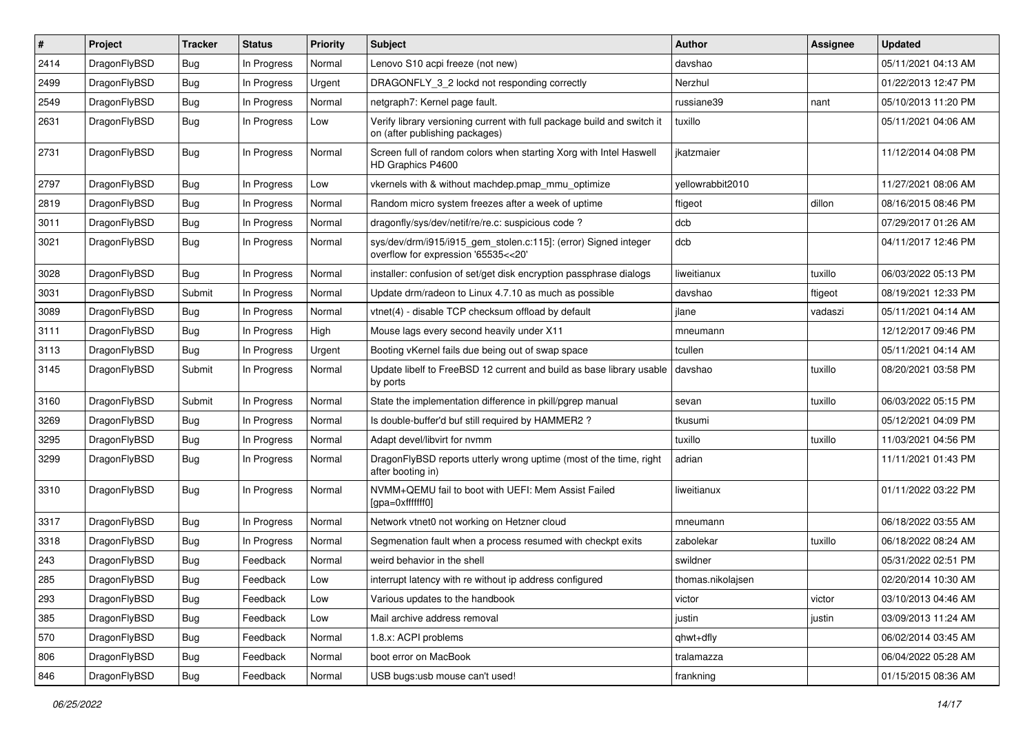| # | Project | Tracker | Status | Priority | Subject | Author | Assignee | Updated |
|---|---|---|---|---|---|---|---|---|
| 2414 | DragonFlyBSD | Bug | In Progress | Normal | Lenovo S10 acpi freeze (not new) | davshao | | 05/11/2021 04:13 AM |
| 2499 | DragonFlyBSD | Bug | In Progress | Urgent | DRAGONFLY_3_2 lockd not responding correctly | Nerzhul | | 01/22/2013 12:47 PM |
| 2549 | DragonFlyBSD | Bug | In Progress | Normal | netgraph7: Kernel page fault. | russiane39 | nant | 05/10/2013 11:20 PM |
| 2631 | DragonFlyBSD | Bug | In Progress | Low | Verify library versioning current with full package build and switch it on (after publishing packages) | tuxillo | | 05/11/2021 04:06 AM |
| 2731 | DragonFlyBSD | Bug | In Progress | Normal | Screen full of random colors when starting Xorg with Intel Haswell HD Graphics P4600 | jkatzmaier | | 11/12/2014 04:08 PM |
| 2797 | DragonFlyBSD | Bug | In Progress | Low | vkernels with & without machdep.pmap_mmu_optimize | yellowrabbit2010 | | 11/27/2021 08:06 AM |
| 2819 | DragonFlyBSD | Bug | In Progress | Normal | Random micro system freezes after a week of uptime | ftigeot | dillon | 08/16/2015 08:46 PM |
| 3011 | DragonFlyBSD | Bug | In Progress | Normal | dragonfly/sys/dev/netif/re/re.c: suspicious code ? | dcb | | 07/29/2017 01:26 AM |
| 3021 | DragonFlyBSD | Bug | In Progress | Normal | sys/dev/drm/i915/i915_gem_stolen.c:115]: (error) Signed integer overflow for expression '65535<<20' | dcb | | 04/11/2017 12:46 PM |
| 3028 | DragonFlyBSD | Bug | In Progress | Normal | installer: confusion of set/get disk encryption passphrase dialogs | liweitianux | tuxillo | 06/03/2022 05:13 PM |
| 3031 | DragonFlyBSD | Submit | In Progress | Normal | Update drm/radeon to Linux 4.7.10 as much as possible | davshao | ftigeot | 08/19/2021 12:33 PM |
| 3089 | DragonFlyBSD | Bug | In Progress | Normal | vtnet(4) - disable TCP checksum offload by default | jlane | vadaszi | 05/11/2021 04:14 AM |
| 3111 | DragonFlyBSD | Bug | In Progress | High | Mouse lags every second heavily under X11 | mneumann | | 12/12/2017 09:46 PM |
| 3113 | DragonFlyBSD | Bug | In Progress | Urgent | Booting vKernel fails due being out of swap space | tcullen | | 05/11/2021 04:14 AM |
| 3145 | DragonFlyBSD | Submit | In Progress | Normal | Update libelf to FreeBSD 12 current and build as base library usable by ports | davshao | tuxillo | 08/20/2021 03:58 PM |
| 3160 | DragonFlyBSD | Submit | In Progress | Normal | State the implementation difference in pkill/pgrep manual | sevan | tuxillo | 06/03/2022 05:15 PM |
| 3269 | DragonFlyBSD | Bug | In Progress | Normal | Is double-buffer'd buf still required by HAMMER2 ? | tkusumi | | 05/12/2021 04:09 PM |
| 3295 | DragonFlyBSD | Bug | In Progress | Normal | Adapt devel/libvirt for nvmm | tuxillo | tuxillo | 11/03/2021 04:56 PM |
| 3299 | DragonFlyBSD | Bug | In Progress | Normal | DragonFlyBSD reports utterly wrong uptime (most of the time, right after booting in) | adrian | | 11/11/2021 01:43 PM |
| 3310 | DragonFlyBSD | Bug | In Progress | Normal | NVMM+QEMU fail to boot with UEFI: Mem Assist Failed [gpa=0xfffffff0] | liweitianux | | 01/11/2022 03:22 PM |
| 3317 | DragonFlyBSD | Bug | In Progress | Normal | Network vtnet0 not working on Hetzner cloud | mneumann | | 06/18/2022 03:55 AM |
| 3318 | DragonFlyBSD | Bug | In Progress | Normal | Segmenation fault when a process resumed with checkpt exits | zabolekar | tuxillo | 06/18/2022 08:24 AM |
| 243 | DragonFlyBSD | Bug | Feedback | Normal | weird behavior in the shell | swildner | | 05/31/2022 02:51 PM |
| 285 | DragonFlyBSD | Bug | Feedback | Low | interrupt latency with re without ip address configured | thomas.nikolajsen | | 02/20/2014 10:30 AM |
| 293 | DragonFlyBSD | Bug | Feedback | Low | Various updates to the handbook | victor | victor | 03/10/2013 04:46 AM |
| 385 | DragonFlyBSD | Bug | Feedback | Low | Mail archive address removal | justin | justin | 03/09/2013 11:24 AM |
| 570 | DragonFlyBSD | Bug | Feedback | Normal | 1.8.x: ACPI problems | qhwt+dfly | | 06/02/2014 03:45 AM |
| 806 | DragonFlyBSD | Bug | Feedback | Normal | boot error on MacBook | tralamazza | | 06/04/2022 05:28 AM |
| 846 | DragonFlyBSD | Bug | Feedback | Normal | USB bugs:usb mouse can't used! | frankning | | 01/15/2015 08:36 AM |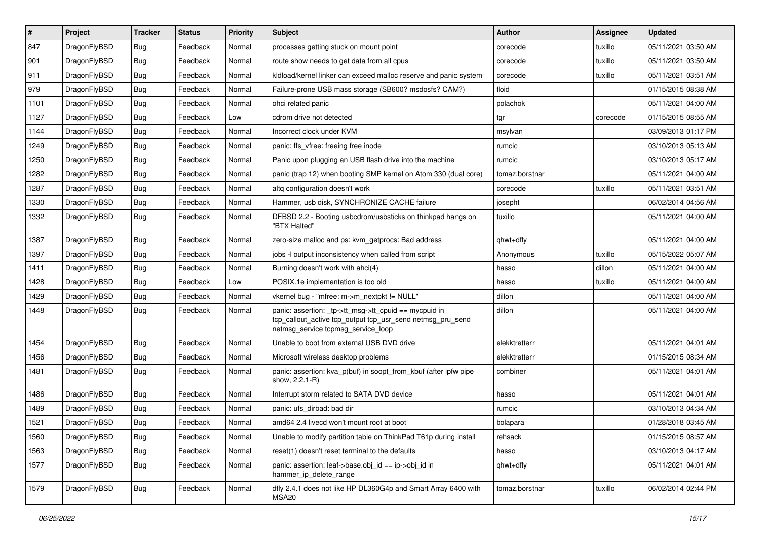| # | Project | Tracker | Status | Priority | Subject | Author | Assignee | Updated |
|---|---|---|---|---|---|---|---|---|
| 847 | DragonFlyBSD | Bug | Feedback | Normal | processes getting stuck on mount point | corecode | tuxillo | 05/11/2021 03:50 AM |
| 901 | DragonFlyBSD | Bug | Feedback | Normal | route show needs to get data from all cpus | corecode | tuxillo | 05/11/2021 03:50 AM |
| 911 | DragonFlyBSD | Bug | Feedback | Normal | kldload/kernel linker can exceed malloc reserve and panic system | corecode | tuxillo | 05/11/2021 03:51 AM |
| 979 | DragonFlyBSD | Bug | Feedback | Normal | Failure-prone USB mass storage (SB600? msdosfs? CAM?) | floid | | 01/15/2015 08:38 AM |
| 1101 | DragonFlyBSD | Bug | Feedback | Normal | ohci related panic | polachok | | 05/11/2021 04:00 AM |
| 1127 | DragonFlyBSD | Bug | Feedback | Low | cdrom drive not detected | tgr | corecode | 01/15/2015 08:55 AM |
| 1144 | DragonFlyBSD | Bug | Feedback | Normal | Incorrect clock under KVM | msylvan | | 03/09/2013 01:17 PM |
| 1249 | DragonFlyBSD | Bug | Feedback | Normal | panic: ffs_vfree: freeing free inode | rumcic | | 03/10/2013 05:13 AM |
| 1250 | DragonFlyBSD | Bug | Feedback | Normal | Panic upon plugging an USB flash drive into the machine | rumcic | | 03/10/2013 05:17 AM |
| 1282 | DragonFlyBSD | Bug | Feedback | Normal | panic (trap 12) when booting SMP kernel on Atom 330 (dual core) | tomaz.borstnar | | 05/11/2021 04:00 AM |
| 1287 | DragonFlyBSD | Bug | Feedback | Normal | altq configuration doesn't work | corecode | tuxillo | 05/11/2021 03:51 AM |
| 1330 | DragonFlyBSD | Bug | Feedback | Normal | Hammer, usb disk, SYNCHRONIZE CACHE failure | josepht | | 06/02/2014 04:56 AM |
| 1332 | DragonFlyBSD | Bug | Feedback | Normal | DFBSD 2.2 - Booting usbcdrom/usbsticks on thinkpad hangs on "BTX Halted" | tuxillo | | 05/11/2021 04:00 AM |
| 1387 | DragonFlyBSD | Bug | Feedback | Normal | zero-size malloc and ps: kvm_getprocs: Bad address | qhwt+dfly | | 05/11/2021 04:00 AM |
| 1397 | DragonFlyBSD | Bug | Feedback | Normal | jobs -l output inconsistency when called from script | Anonymous | tuxillo | 05/15/2022 05:07 AM |
| 1411 | DragonFlyBSD | Bug | Feedback | Normal | Burning doesn't work with ahci(4) | hasso | dillon | 05/11/2021 04:00 AM |
| 1428 | DragonFlyBSD | Bug | Feedback | Low | POSIX.1e implementation is too old | hasso | tuxillo | 05/11/2021 04:00 AM |
| 1429 | DragonFlyBSD | Bug | Feedback | Normal | vkernel bug - "mfree: m->m_nextpkt != NULL" | dillon | | 05/11/2021 04:00 AM |
| 1448 | DragonFlyBSD | Bug | Feedback | Normal | panic: assertion: _tp->tt_msg->tt_cpuid == mycpuid in tcp_callout_active tcp_output tcp_usr_send netmsg_pru_send netmsg_service tcpmsg_service_loop | dillon | | 05/11/2021 04:00 AM |
| 1454 | DragonFlyBSD | Bug | Feedback | Normal | Unable to boot from external USB DVD drive | elekktretterr | | 05/11/2021 04:01 AM |
| 1456 | DragonFlyBSD | Bug | Feedback | Normal | Microsoft wireless desktop problems | elekktretterr | | 01/15/2015 08:34 AM |
| 1481 | DragonFlyBSD | Bug | Feedback | Normal | panic: assertion: kva_p(buf) in soopt_from_kbuf (after ipfw pipe show, 2.2.1-R) | combiner | | 05/11/2021 04:01 AM |
| 1486 | DragonFlyBSD | Bug | Feedback | Normal | Interrupt storm related to SATA DVD device | hasso | | 05/11/2021 04:01 AM |
| 1489 | DragonFlyBSD | Bug | Feedback | Normal | panic: ufs_dirbad: bad dir | rumcic | | 03/10/2013 04:34 AM |
| 1521 | DragonFlyBSD | Bug | Feedback | Normal | amd64 2.4 livecd won't mount root at boot | bolapara | | 01/28/2018 03:45 AM |
| 1560 | DragonFlyBSD | Bug | Feedback | Normal | Unable to modify partition table on ThinkPad T61p during install | rehsack | | 01/15/2015 08:57 AM |
| 1563 | DragonFlyBSD | Bug | Feedback | Normal | reset(1) doesn't reset terminal to the defaults | hasso | | 03/10/2013 04:17 AM |
| 1577 | DragonFlyBSD | Bug | Feedback | Normal | panic: assertion: leaf->base.obj_id == ip->obj_id in hammer_ip_delete_range | qhwt+dfly | | 05/11/2021 04:01 AM |
| 1579 | DragonFlyBSD | Bug | Feedback | Normal | dfly 2.4.1 does not like HP DL360G4p and Smart Array 6400 with MSA20 | tomaz.borstnar | tuxillo | 06/02/2014 02:44 PM |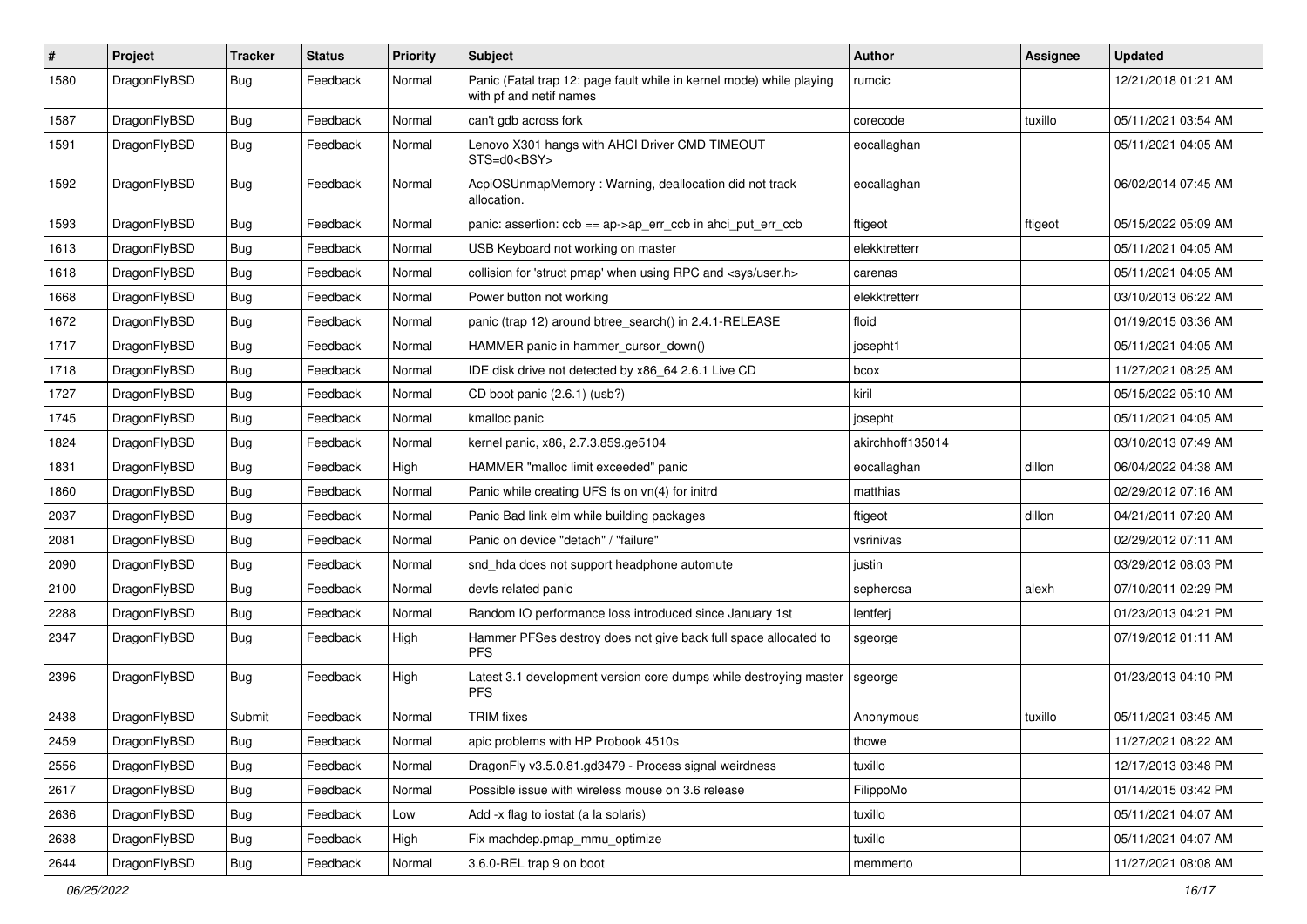| # | Project | Tracker | Status | Priority | Subject | Author | Assignee | Updated |
| --- | --- | --- | --- | --- | --- | --- | --- | --- |
| 1580 | DragonFlyBSD | Bug | Feedback | Normal | Panic (Fatal trap 12: page fault while in kernel mode) while playing with pf and netif names | rumcic | | 12/21/2018 01:21 AM |
| 1587 | DragonFlyBSD | Bug | Feedback | Normal | can't gdb across fork | corecode | tuxillo | 05/11/2021 03:54 AM |
| 1591 | DragonFlyBSD | Bug | Feedback | Normal | Lenovo X301 hangs with AHCI Driver CMD TIMEOUT STS=d0<BSY> | eocallaghan | | 05/11/2021 04:05 AM |
| 1592 | DragonFlyBSD | Bug | Feedback | Normal | AcpiOSUnmapMemory : Warning, deallocation did not track allocation. | eocallaghan | | 06/02/2014 07:45 AM |
| 1593 | DragonFlyBSD | Bug | Feedback | Normal | panic: assertion: ccb == ap->ap_err_ccb in ahci_put_err_ccb | ftigeot | ftigeot | 05/15/2022 05:09 AM |
| 1613 | DragonFlyBSD | Bug | Feedback | Normal | USB Keyboard not working on master | elekktretterr | | 05/11/2021 04:05 AM |
| 1618 | DragonFlyBSD | Bug | Feedback | Normal | collision for 'struct pmap' when using RPC and <sys/user.h> | carenas | | 05/11/2021 04:05 AM |
| 1668 | DragonFlyBSD | Bug | Feedback | Normal | Power button not working | elekktretterr | | 03/10/2013 06:22 AM |
| 1672 | DragonFlyBSD | Bug | Feedback | Normal | panic (trap 12) around btree_search() in 2.4.1-RELEASE | floid | | 01/19/2015 03:36 AM |
| 1717 | DragonFlyBSD | Bug | Feedback | Normal | HAMMER panic in hammer_cursor_down() | josepht1 | | 05/11/2021 04:05 AM |
| 1718 | DragonFlyBSD | Bug | Feedback | Normal | IDE disk drive not detected by x86_64 2.6.1 Live CD | bcox | | 11/27/2021 08:25 AM |
| 1727 | DragonFlyBSD | Bug | Feedback | Normal | CD boot panic (2.6.1) (usb?) | kiril | | 05/15/2022 05:10 AM |
| 1745 | DragonFlyBSD | Bug | Feedback | Normal | kmalloc panic | josepht | | 05/11/2021 04:05 AM |
| 1824 | DragonFlyBSD | Bug | Feedback | Normal | kernel panic, x86, 2.7.3.859.ge5104 | akirchhoff135014 | | 03/10/2013 07:49 AM |
| 1831 | DragonFlyBSD | Bug | Feedback | High | HAMMER "malloc limit exceeded" panic | eocallaghan | dillon | 06/04/2022 04:38 AM |
| 1860 | DragonFlyBSD | Bug | Feedback | Normal | Panic while creating UFS fs on vn(4) for initrd | matthias | | 02/29/2012 07:16 AM |
| 2037 | DragonFlyBSD | Bug | Feedback | Normal | Panic Bad link elm while building packages | ftigeot | dillon | 04/21/2011 07:20 AM |
| 2081 | DragonFlyBSD | Bug | Feedback | Normal | Panic on device "detach" / "failure" | vsrinivas | | 02/29/2012 07:11 AM |
| 2090 | DragonFlyBSD | Bug | Feedback | Normal | snd_hda does not support headphone automute | justin | | 03/29/2012 08:03 PM |
| 2100 | DragonFlyBSD | Bug | Feedback | Normal | devfs related panic | sepherosa | alexh | 07/10/2011 02:29 PM |
| 2288 | DragonFlyBSD | Bug | Feedback | Normal | Random IO performance loss introduced since January 1st | lentferj | | 01/23/2013 04:21 PM |
| 2347 | DragonFlyBSD | Bug | Feedback | High | Hammer PFSes destroy does not give back full space allocated to PFS | sgeorge | | 07/19/2012 01:11 AM |
| 2396 | DragonFlyBSD | Bug | Feedback | High | Latest 3.1 development version core dumps while destroying master PFS | sgeorge | | 01/23/2013 04:10 PM |
| 2438 | DragonFlyBSD | Submit | Feedback | Normal | TRIM fixes | Anonymous | tuxillo | 05/11/2021 03:45 AM |
| 2459 | DragonFlyBSD | Bug | Feedback | Normal | apic problems with HP Probook 4510s | thowe | | 11/27/2021 08:22 AM |
| 2556 | DragonFlyBSD | Bug | Feedback | Normal | DragonFly v3.5.0.81.gd3479 - Process signal weirdness | tuxillo | | 12/17/2013 03:48 PM |
| 2617 | DragonFlyBSD | Bug | Feedback | Normal | Possible issue with wireless mouse on 3.6 release | FilippoMo | | 01/14/2015 03:42 PM |
| 2636 | DragonFlyBSD | Bug | Feedback | Low | Add -x flag to iostat (a la solaris) | tuxillo | | 05/11/2021 04:07 AM |
| 2638 | DragonFlyBSD | Bug | Feedback | High | Fix machdep.pmap_mmu_optimize | tuxillo | | 05/11/2021 04:07 AM |
| 2644 | DragonFlyBSD | Bug | Feedback | Normal | 3.6.0-REL trap 9 on boot | memmerto | | 11/27/2021 08:08 AM |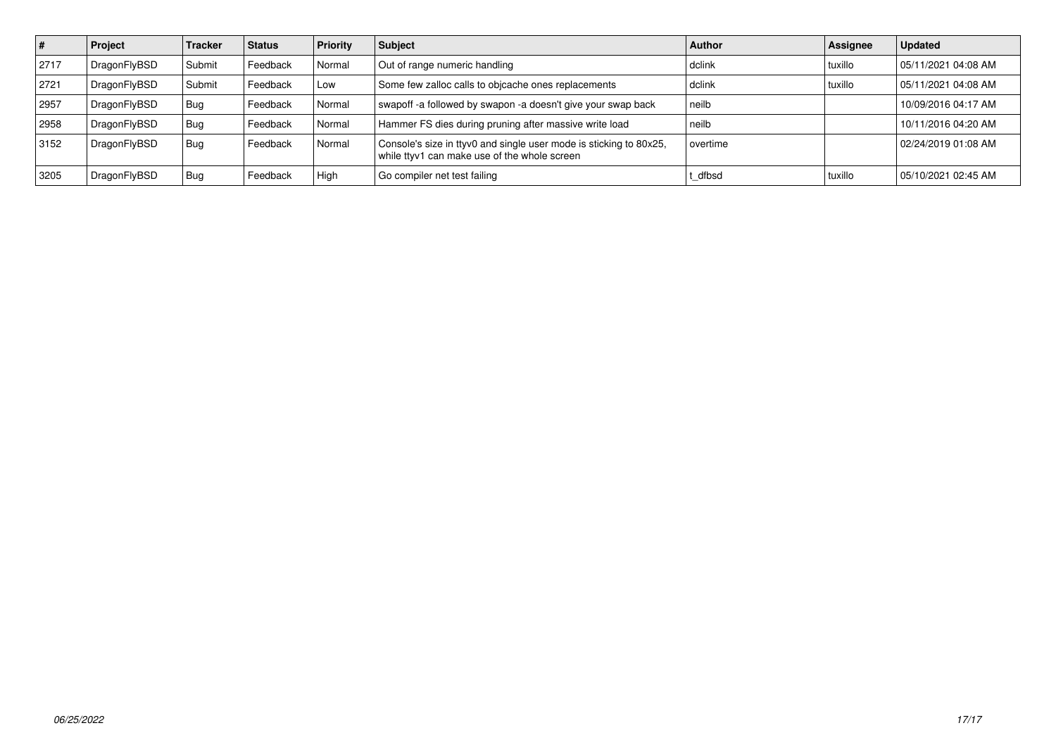| # | Project | Tracker | Status | Priority | Subject | Author | Assignee | Updated |
|---|---|---|---|---|---|---|---|---|
| 2717 | DragonFlyBSD | Submit | Feedback | Normal | Out of range numeric handling | dclink | tuxillo | 05/11/2021 04:08 AM |
| 2721 | DragonFlyBSD | Submit | Feedback | Low | Some few zalloc calls to objcache ones replacements | dclink | tuxillo | 05/11/2021 04:08 AM |
| 2957 | DragonFlyBSD | Bug | Feedback | Normal | swapoff -a followed by swapon -a doesn't give your swap back | neilb | | 10/09/2016 04:17 AM |
| 2958 | DragonFlyBSD | Bug | Feedback | Normal | Hammer FS dies during pruning after massive write load | neilb | | 10/11/2016 04:20 AM |
| 3152 | DragonFlyBSD | Bug | Feedback | Normal | Console's size in ttyv0 and single user mode is sticking to 80x25, while ttyv1 can make use of the whole screen | overtime | | 02/24/2019 01:08 AM |
| 3205 | DragonFlyBSD | Bug | Feedback | High | Go compiler net test failing | t_dfbsd | tuxillo | 05/10/2021 02:45 AM |